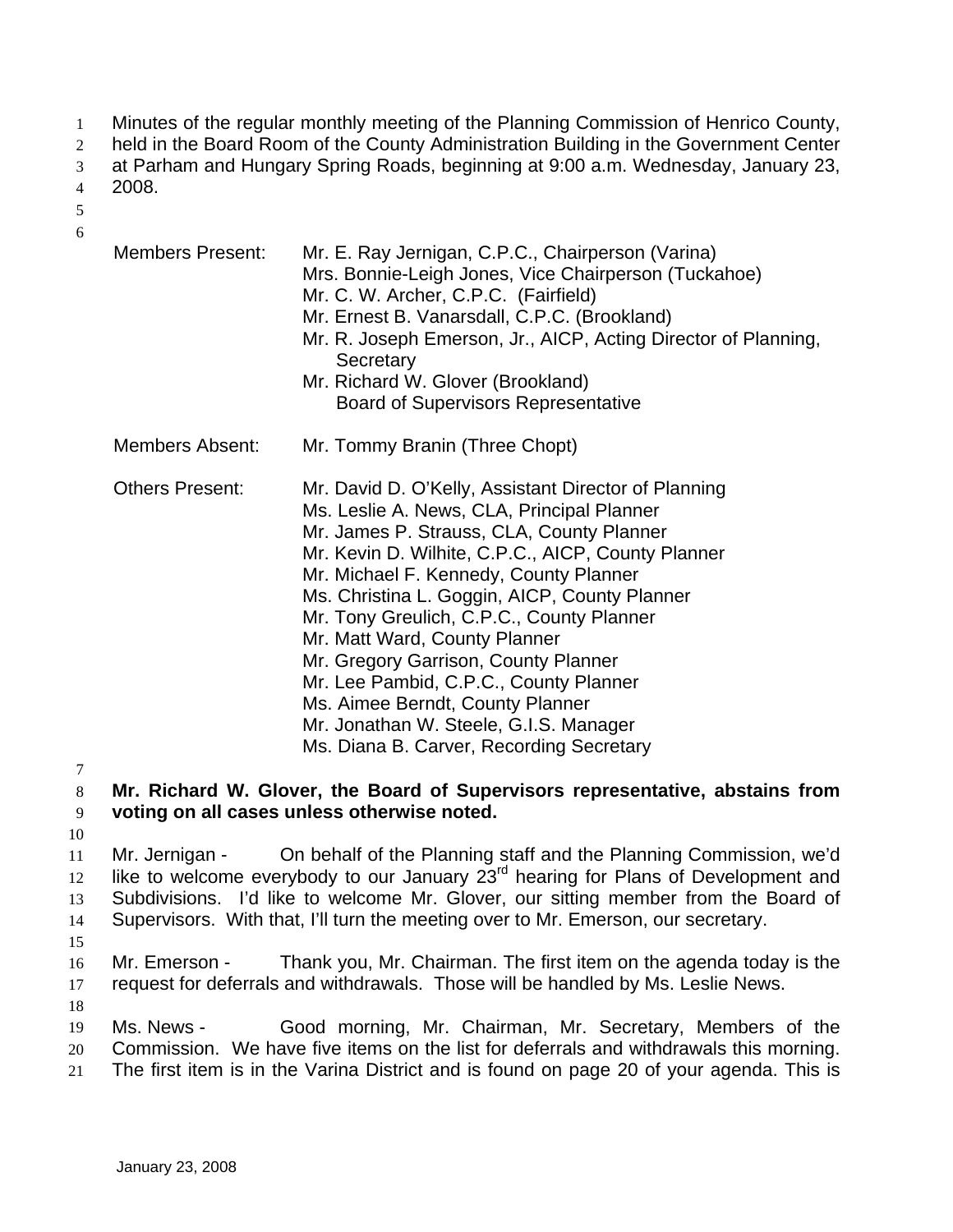Minutes of the regular monthly meeting of the Planning Commission of Henrico County, held in the Board Room of the County Administration Building in the Government Center at Parham and Hungary Spring Roads, beginning at 9:00 a.m. Wednesday, January 23, 2008.

| | |
|---|---|
| Members Present: | Mr. E. Ray Jernigan, C.P.C., Chairperson (Varina)<br>Mrs. Bonnie-Leigh Jones, Vice Chairperson (Tuckahoe)<br>Mr. C. W. Archer, C.P.C. (Fairfield)<br>Mr. Ernest B. Vanarsdall, C.P.C. (Brookland)<br>Mr. R. Joseph Emerson, Jr., AICP, Acting Director of Planning, Secretary<br>Mr. Richard W. Glover (Brookland) Board of Supervisors Representative |
| Members Absent: | Mr. Tommy Branin (Three Chopt) |
| Others Present: | Mr. David D. O'Kelly, Assistant Director of Planning<br>Ms. Leslie A. News, CLA, Principal Planner<br>Mr. James P. Strauss, CLA, County Planner<br>Mr. Kevin D. Wilhite, C.P.C., AICP, County Planner<br>Mr. Michael F. Kennedy, County Planner<br>Ms. Christina L. Goggin, AICP, County Planner<br>Mr. Tony Greulich, C.P.C., County Planner<br>Mr. Matt Ward, County Planner<br>Mr. Gregory Garrison, County Planner<br>Mr. Lee Pambid, C.P.C., County Planner<br>Ms. Aimee Berndt, County Planner<br>Mr. Jonathan W. Steele, G.I.S. Manager<br>Ms. Diana B. Carver, Recording Secretary |

**Mr. Richard W. Glover, the Board of Supervisors representative, abstains from voting on all cases unless otherwise noted.**

Mr. Jernigan - On behalf of the Planning staff and the Planning Commission, we'd like to welcome everybody to our January 23rd hearing for Plans of Development and Subdivisions. I'd like to welcome Mr. Glover, our sitting member from the Board of Supervisors. With that, I'll turn the meeting over to Mr. Emerson, our secretary.

Mr. Emerson - Thank you, Mr. Chairman. The first item on the agenda today is the request for deferrals and withdrawals. Those will be handled by Ms. Leslie News.

Ms. News - Good morning, Mr. Chairman, Mr. Secretary, Members of the Commission. We have five items on the list for deferrals and withdrawals this morning. The first item is in the Varina District and is found on page 20 of your agenda. This is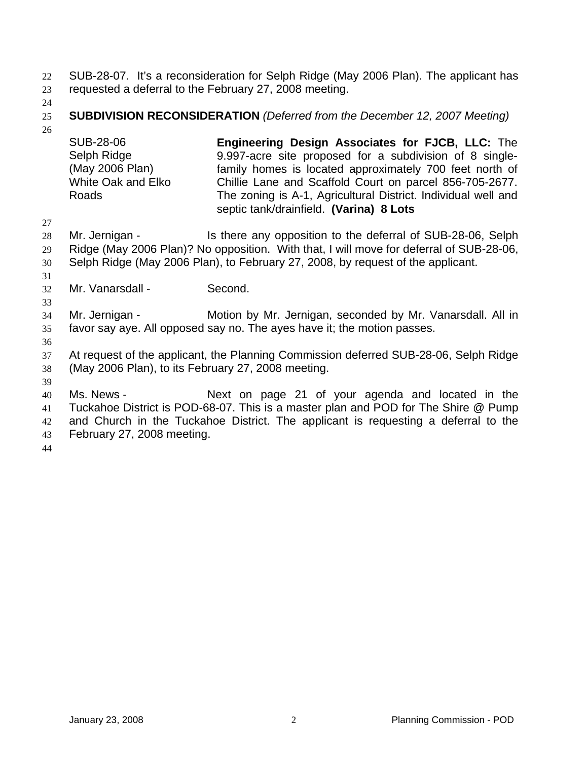SUB-28-07. It's a reconsideration for Selph Ridge (May 2006 Plan). The applicant has requested a deferral to the February 27, 2008 meeting.

**SUBDIVISION RECONSIDERATION** *(Deferred from the December 12, 2007 Meeting)*

| | |
|---|---|
| SUB-28-06<br>Selph Ridge<br>(May 2006 Plan)<br>White Oak and Elko Roads | **Engineering Design Associates for FJCB, LLC:** The 9.997-acre site proposed for a subdivision of 8 single-family homes is located approximately 700 feet north of Chillie Lane and Scaffold Court on parcel 856-705-2677. The zoning is A-1, Agricultural District. Individual well and septic tank/drainfield. **(Varina) 8 Lots** |

Mr. Jernigan - Is there any opposition to the deferral of SUB-28-06, Selph Ridge (May 2006 Plan)? No opposition. With that, I will move for deferral of SUB-28-06, Selph Ridge (May 2006 Plan), to February 27, 2008, by request of the applicant.

Mr. Vanarsdall - Second.

Mr. Jernigan - Motion by Mr. Jernigan, seconded by Mr. Vanarsdall. All in favor say aye. All opposed say no. The ayes have it; the motion passes.

At request of the applicant, the Planning Commission deferred SUB-28-06, Selph Ridge (May 2006 Plan), to its February 27, 2008 meeting.

Ms. News - Next on page 21 of your agenda and located in the Tuckahoe District is POD-68-07. This is a master plan and POD for The Shire @ Pump and Church in the Tuckahoe District. The applicant is requesting a deferral to the February 27, 2008 meeting.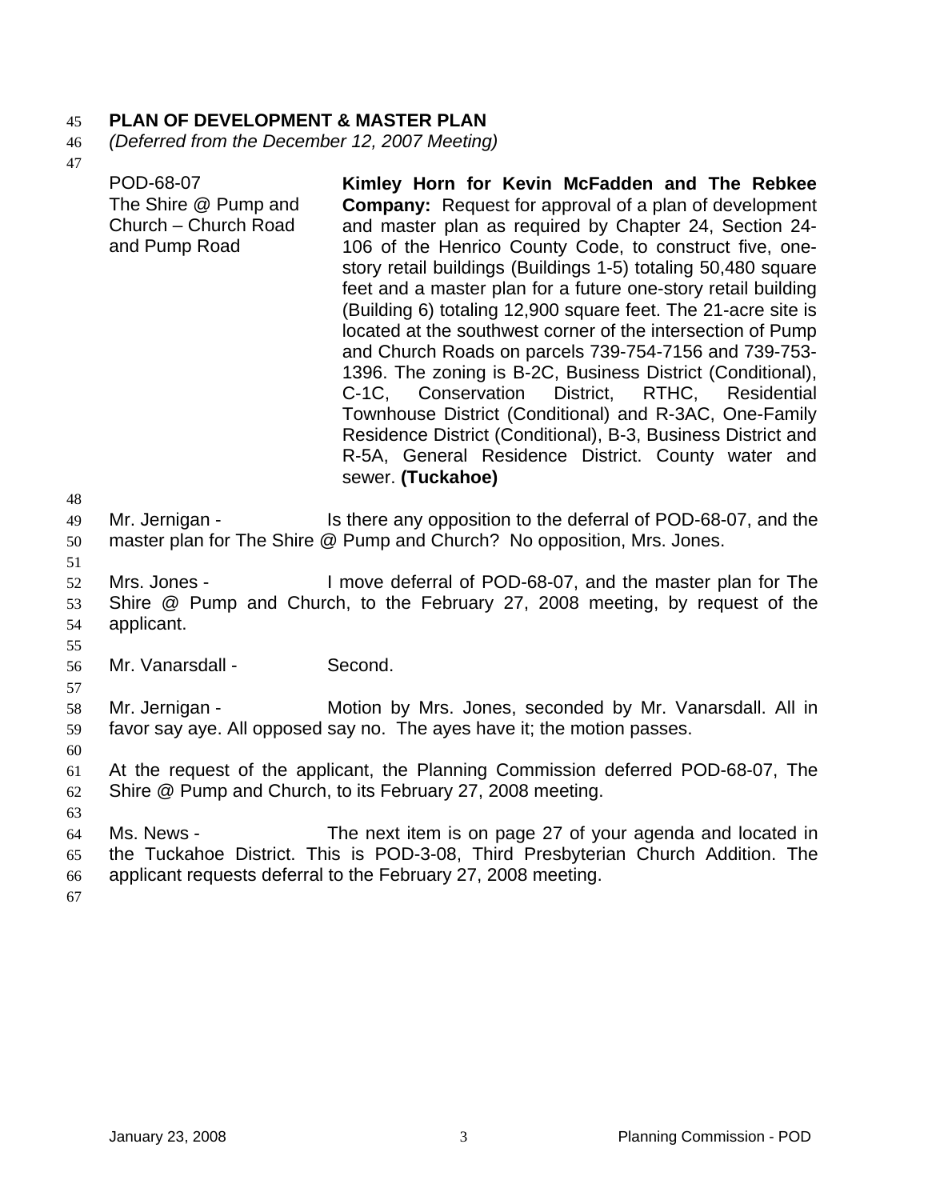**PLAN OF DEVELOPMENT & MASTER PLAN**
*(Deferred from the December 12, 2007 Meeting)*

| | |
|---|---|
| POD-68-07<br>The Shire @ Pump and Church – Church Road and Pump Road | **Kimley Horn for Kevin McFadden and The Rebkee Company:** Request for approval of a plan of development and master plan as required by Chapter 24, Section 24-106 of the Henrico County Code, to construct five, one-story retail buildings (Buildings 1-5) totaling 50,480 square feet and a master plan for a future one-story retail building (Building 6) totaling 12,900 square feet. The 21-acre site is located at the southwest corner of the intersection of Pump and Church Roads on parcels 739-754-7156 and 739-753-1396. The zoning is B-2C, Business District (Conditional), C-1C, Conservation District, RTHC, Residential Townhouse District (Conditional) and R-3AC, One-Family Residence District (Conditional), B-3, Business District and R-5A, General Residence District. County water and sewer. **(Tuckahoe)** |

Mr. Jernigan - Is there any opposition to the deferral of POD-68-07, and the master plan for The Shire @ Pump and Church? No opposition, Mrs. Jones.

Mrs. Jones - I move deferral of POD-68-07, and the master plan for The Shire @ Pump and Church, to the February 27, 2008 meeting, by request of the applicant.

Mr. Vanarsdall - Second.

Mr. Jernigan - Motion by Mrs. Jones, seconded by Mr. Vanarsdall. All in favor say aye. All opposed say no. The ayes have it; the motion passes.

At the request of the applicant, the Planning Commission deferred POD-68-07, The Shire @ Pump and Church, to its February 27, 2008 meeting.

Ms. News - The next item is on page 27 of your agenda and located in the Tuckahoe District. This is POD-3-08, Third Presbyterian Church Addition. The applicant requests deferral to the February 27, 2008 meeting.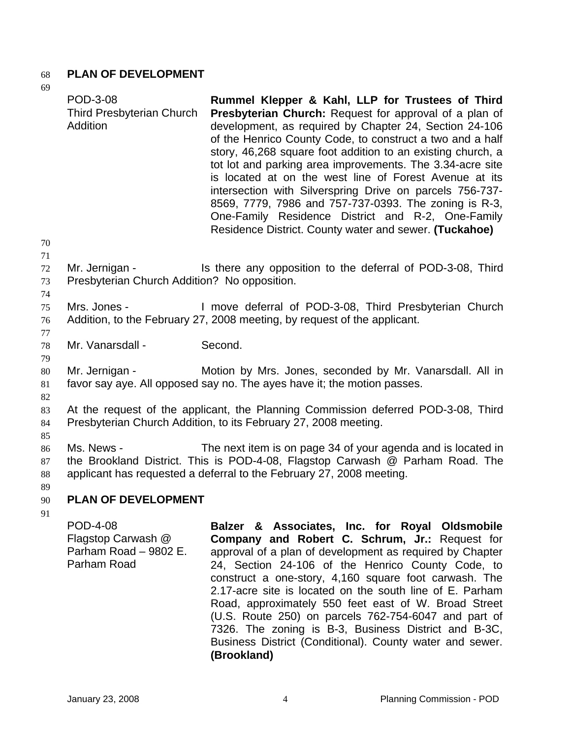## PLAN OF DEVELOPMENT

| | |
|---|---|
| POD-3-08<br>Third Presbyterian Church Addition | **Rummel Klepper & Kahl, LLP for Trustees of Third Presbyterian Church:** Request for approval of a plan of development, as required by Chapter 24, Section 24-106 of the Henrico County Code, to construct a two and a half story, 46,268 square foot addition to an existing church, a tot lot and parking area improvements. The 3.34-acre site is located at on the west line of Forest Avenue at its intersection with Silverspring Drive on parcels 756-737-8569, 7779, 7986 and 757-737-0393. The zoning is R-3, One-Family Residence District and R-2, One-Family Residence District. County water and sewer. **(Tuckahoe)** |

Mr. Jernigan - Is there any opposition to the deferral of POD-3-08, Third Presbyterian Church Addition? No opposition.

Mrs. Jones - I move deferral of POD-3-08, Third Presbyterian Church Addition, to the February 27, 2008 meeting, by request of the applicant.

Mr. Vanarsdall - Second.

Mr. Jernigan - Motion by Mrs. Jones, seconded by Mr. Vanarsdall. All in favor say aye. All opposed say no. The ayes have it; the motion passes.

At the request of the applicant, the Planning Commission deferred POD-3-08, Third Presbyterian Church Addition, to its February 27, 2008 meeting.

Ms. News - The next item is on page 34 of your agenda and is located in the Brookland District. This is POD-4-08, Flagstop Carwash @ Parham Road. The applicant has requested a deferral to the February 27, 2008 meeting.

## PLAN OF DEVELOPMENT

| | |
|---|---|
| POD-4-08<br>Flagstop Carwash @ Parham Road – 9802 E. Parham Road | **Balzer & Associates, Inc. for Royal Oldsmobile Company and Robert C. Schrum, Jr.:** Request for approval of a plan of development as required by Chapter 24, Section 24-106 of the Henrico County Code, to construct a one-story, 4,160 square foot carwash. The 2.17-acre site is located on the south line of E. Parham Road, approximately 550 feet east of W. Broad Street (U.S. Route 250) on parcels 762-754-6047 and part of 7326. The zoning is B-3, Business District and B-3C, Business District (Conditional). County water and sewer. **(Brookland)** |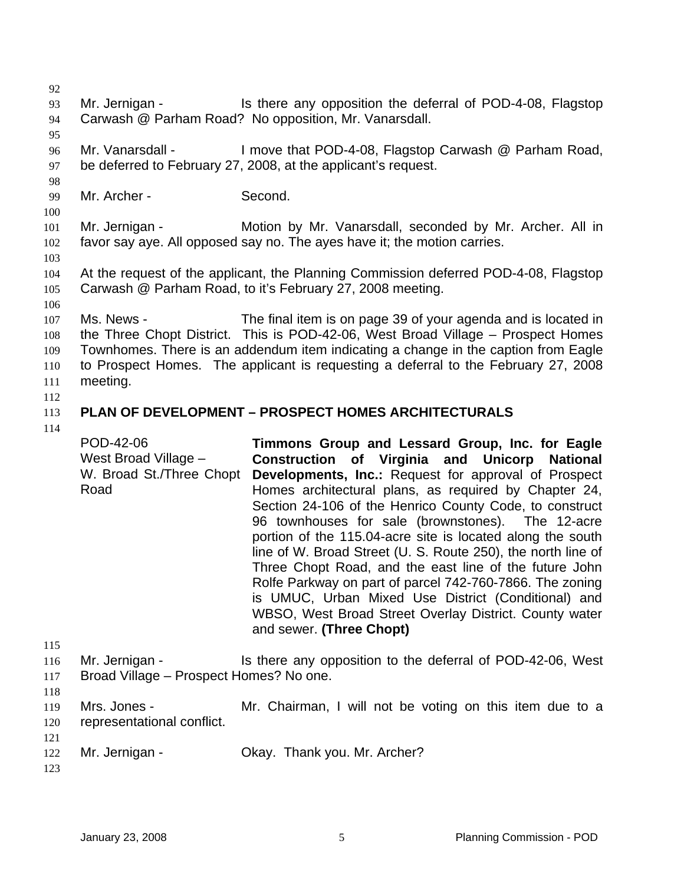Mr. Jernigan - Is there any opposition the deferral of POD-4-08, Flagstop Carwash @ Parham Road? No opposition, Mr. Vanarsdall.

Mr. Vanarsdall - I move that POD-4-08, Flagstop Carwash @ Parham Road, be deferred to February 27, 2008, at the applicant's request.

Mr. Archer - Second.

Mr. Jernigan - Motion by Mr. Vanarsdall, seconded by Mr. Archer. All in favor say aye. All opposed say no. The ayes have it; the motion carries.

At the request of the applicant, the Planning Commission deferred POD-4-08, Flagstop Carwash @ Parham Road, to it's February 27, 2008 meeting.

Ms. News - The final item is on page 39 of your agenda and is located in the Three Chopt District. This is POD-42-06, West Broad Village – Prospect Homes Townhomes. There is an addendum item indicating a change in the caption from Eagle to Prospect Homes. The applicant is requesting a deferral to the February 27, 2008 meeting.

**PLAN OF DEVELOPMENT – PROSPECT HOMES ARCHITECTURALS**

POD-42-06
West Broad Village – W. Broad St./Three Chopt Road

**Timmons Group and Lessard Group, Inc. for Eagle Construction of Virginia and Unicorp National Developments, Inc.:** Request for approval of Prospect Homes architectural plans, as required by Chapter 24, Section 24-106 of the Henrico County Code, to construct 96 townhouses for sale (brownstones). The 12-acre portion of the 115.04-acre site is located along the south line of W. Broad Street (U. S. Route 250), the north line of Three Chopt Road, and the east line of the future John Rolfe Parkway on part of parcel 742-760-7866. The zoning is UMUC, Urban Mixed Use District (Conditional) and WBSO, West Broad Street Overlay District. County water and sewer. **(Three Chopt)**

Mr. Jernigan - Is there any opposition to the deferral of POD-42-06, West Broad Village – Prospect Homes? No one.

Mrs. Jones - Mr. Chairman, I will not be voting on this item due to a representational conflict.

Mr. Jernigan - Okay. Thank you. Mr. Archer?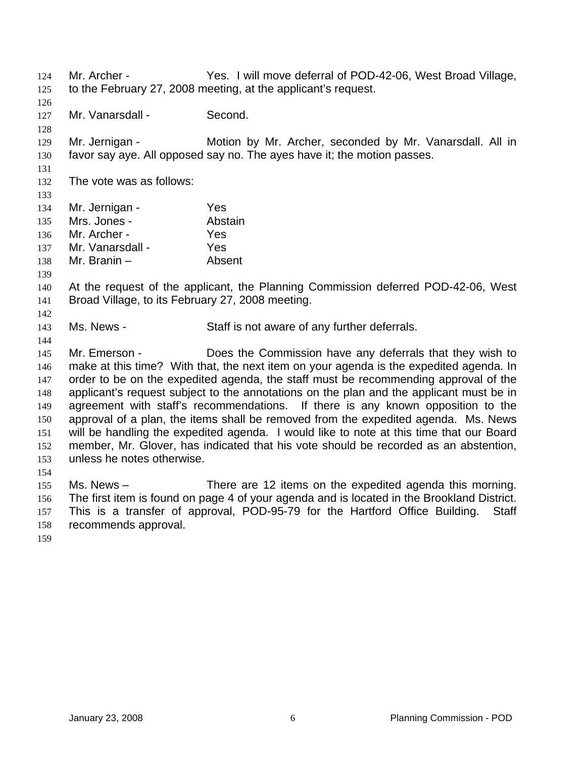Mr. Archer - Yes. I will move deferral of POD-42-06, West Broad Village, to the February 27, 2008 meeting, at the applicant's request.

Mr. Vanarsdall - Second.

Mr. Jernigan - Motion by Mr. Archer, seconded by Mr. Vanarsdall. All in favor say aye. All opposed say no. The ayes have it; the motion passes.

The vote was as follows:

Mr. Jernigan - Yes
Mrs. Jones - Abstain
Mr. Archer - Yes
Mr. Vanarsdall - Yes
Mr. Branin – Absent

At the request of the applicant, the Planning Commission deferred POD-42-06, West Broad Village, to its February 27, 2008 meeting.

Ms. News - Staff is not aware of any further deferrals.

Mr. Emerson - Does the Commission have any deferrals that they wish to make at this time? With that, the next item on your agenda is the expedited agenda. In order to be on the expedited agenda, the staff must be recommending approval of the applicant's request subject to the annotations on the plan and the applicant must be in agreement with staff's recommendations. If there is any known opposition to the approval of a plan, the items shall be removed from the expedited agenda. Ms. News will be handling the expedited agenda. I would like to note at this time that our Board member, Mr. Glover, has indicated that his vote should be recorded as an abstention, unless he notes otherwise.

Ms. News – There are 12 items on the expedited agenda this morning. The first item is found on page 4 of your agenda and is located in the Brookland District. This is a transfer of approval, POD-95-79 for the Hartford Office Building. Staff recommends approval.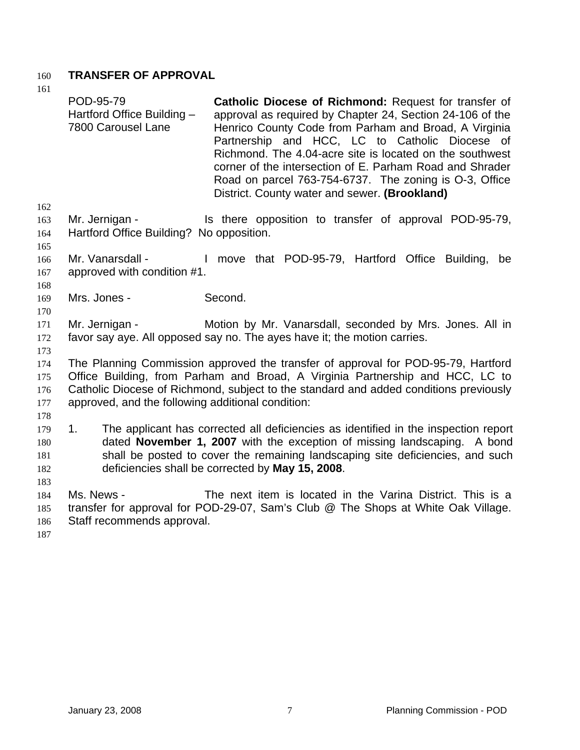## TRANSFER OF APPROVAL

| | |
|---|---|
| POD-95-79<br>Hartford Office Building – 7800 Carousel Lane | **Catholic Diocese of Richmond:** Request for transfer of approval as required by Chapter 24, Section 24-106 of the Henrico County Code from Parham and Broad, A Virginia Partnership and HCC, LC to Catholic Diocese of Richmond. The 4.04-acre site is located on the southwest corner of the intersection of E. Parham Road and Shrader Road on parcel 763-754-6737. The zoning is O-3, Office District. County water and sewer. **(Brookland)** |

Mr. Jernigan - Is there opposition to transfer of approval POD-95-79, Hartford Office Building? No opposition.

Mr. Vanarsdall - I move that POD-95-79, Hartford Office Building, be approved with condition #1.

Mrs. Jones - Second.

Mr. Jernigan - Motion by Mr. Vanarsdall, seconded by Mrs. Jones. All in favor say aye. All opposed say no. The ayes have it; the motion carries.

The Planning Commission approved the transfer of approval for POD-95-79, Hartford Office Building, from Parham and Broad, A Virginia Partnership and HCC, LC to Catholic Diocese of Richmond, subject to the standard and added conditions previously approved, and the following additional condition:

1. The applicant has corrected all deficiencies as identified in the inspection report dated **November 1, 2007** with the exception of missing landscaping. A bond shall be posted to cover the remaining landscaping site deficiencies, and such deficiencies shall be corrected by **May 15, 2008**.

Ms. News - The next item is located in the Varina District. This is a transfer for approval for POD-29-07, Sam's Club @ The Shops at White Oak Village. Staff recommends approval.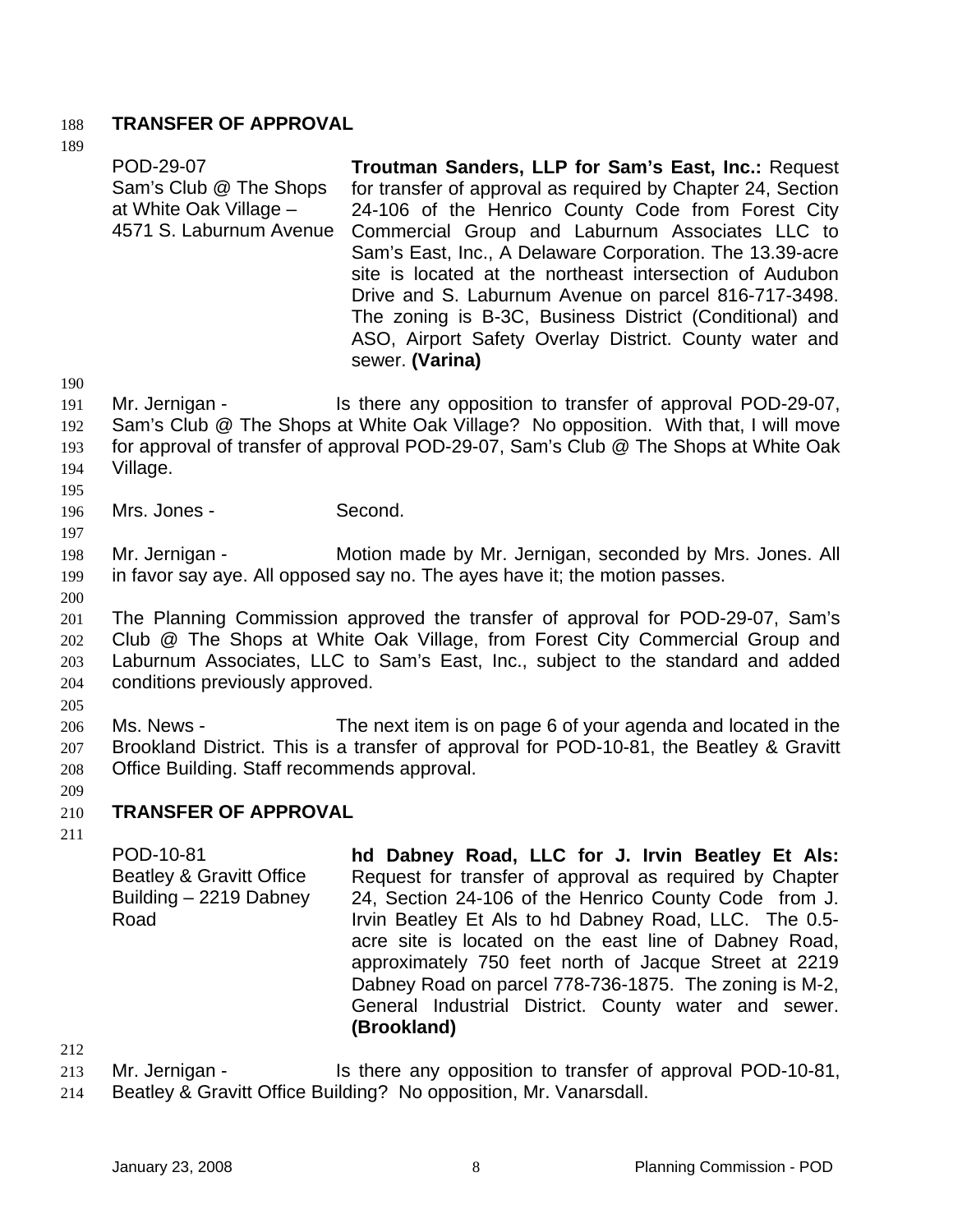**TRANSFER OF APPROVAL**

| | |
|---|---|
| POD-29-07<br>Sam's Club @ The Shops at White Oak Village – 4571 S. Laburnum Avenue | **Troutman Sanders, LLP for Sam's East, Inc.:** Request for transfer of approval as required by Chapter 24, Section 24-106 of the Henrico County Code from Forest City Commercial Group and Laburnum Associates LLC to Sam's East, Inc., A Delaware Corporation. The 13.39-acre site is located at the northeast intersection of Audubon Drive and S. Laburnum Avenue on parcel 816-717-3498. The zoning is B-3C, Business District (Conditional) and ASO, Airport Safety Overlay District. County water and sewer. **(Varina)** |

Mr. Jernigan - Is there any opposition to transfer of approval POD-29-07, Sam's Club @ The Shops at White Oak Village? No opposition. With that, I will move for approval of transfer of approval POD-29-07, Sam's Club @ The Shops at White Oak Village.

Mrs. Jones - Second.

Mr. Jernigan - Motion made by Mr. Jernigan, seconded by Mrs. Jones. All in favor say aye. All opposed say no. The ayes have it; the motion passes.

The Planning Commission approved the transfer of approval for POD-29-07, Sam's Club @ The Shops at White Oak Village, from Forest City Commercial Group and Laburnum Associates, LLC to Sam's East, Inc., subject to the standard and added conditions previously approved.

Ms. News - The next item is on page 6 of your agenda and located in the Brookland District. This is a transfer of approval for POD-10-81, the Beatley & Gravitt Office Building. Staff recommends approval.

**TRANSFER OF APPROVAL**

| | |
|---|---|
| POD-10-81<br>Beatley & Gravitt Office Building – 2219 Dabney Road | **hd Dabney Road, LLC for J. Irvin Beatley Et Als:** Request for transfer of approval as required by Chapter 24, Section 24-106 of the Henrico County Code from J. Irvin Beatley Et Als to hd Dabney Road, LLC. The 0.5-acre site is located on the east line of Dabney Road, approximately 750 feet north of Jacque Street at 2219 Dabney Road on parcel 778-736-1875. The zoning is M-2, General Industrial District. County water and sewer. **(Brookland)** |

Mr. Jernigan - Is there any opposition to transfer of approval POD-10-81, Beatley & Gravitt Office Building? No opposition, Mr. Vanarsdall.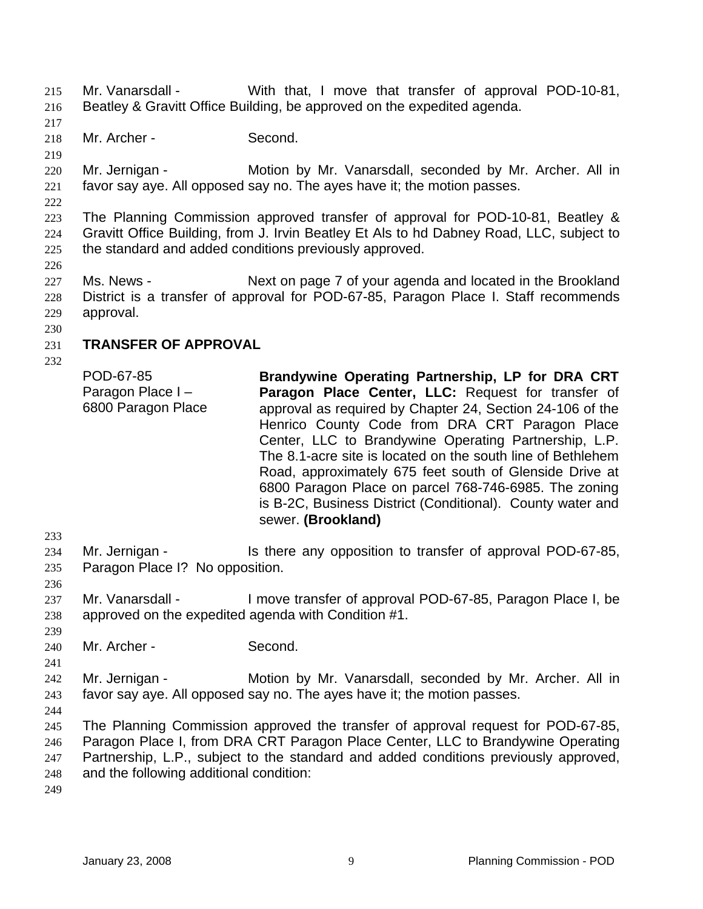Mr. Vanarsdall - With that, I move that transfer of approval POD-10-81, Beatley & Gravitt Office Building, be approved on the expedited agenda.

Mr. Archer - Second.

Mr. Jernigan - Motion by Mr. Vanarsdall, seconded by Mr. Archer. All in favor say aye. All opposed say no. The ayes have it; the motion passes.

The Planning Commission approved transfer of approval for POD-10-81, Beatley & Gravitt Office Building, from J. Irvin Beatley Et Als to hd Dabney Road, LLC, subject to the standard and added conditions previously approved.

Ms. News - Next on page 7 of your agenda and located in the Brookland District is a transfer of approval for POD-67-85, Paragon Place I. Staff recommends approval.

## TRANSFER OF APPROVAL

POD-67-85
Paragon Place I – 6800 Paragon Place

**Brandywine Operating Partnership, LP for DRA CRT Paragon Place Center, LLC:** Request for transfer of approval as required by Chapter 24, Section 24-106 of the Henrico County Code from DRA CRT Paragon Place Center, LLC to Brandywine Operating Partnership, L.P. The 8.1-acre site is located on the south line of Bethlehem Road, approximately 675 feet south of Glenside Drive at 6800 Paragon Place on parcel 768-746-6985. The zoning is B-2C, Business District (Conditional). County water and sewer. **(Brookland)**

Mr. Jernigan - Is there any opposition to transfer of approval POD-67-85, Paragon Place I? No opposition.

Mr. Vanarsdall - I move transfer of approval POD-67-85, Paragon Place I, be approved on the expedited agenda with Condition #1.

Mr. Archer - Second.

Mr. Jernigan - Motion by Mr. Vanarsdall, seconded by Mr. Archer. All in favor say aye. All opposed say no. The ayes have it; the motion passes.

The Planning Commission approved the transfer of approval request for POD-67-85, Paragon Place I, from DRA CRT Paragon Place Center, LLC to Brandywine Operating Partnership, L.P., subject to the standard and added conditions previously approved, and the following additional condition: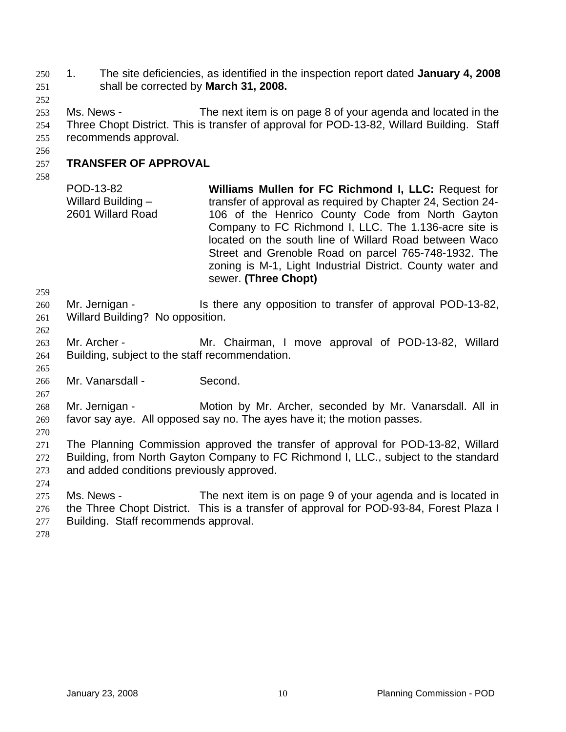1. The site deficiencies, as identified in the inspection report dated **January 4, 2008** shall be corrected by **March 31, 2008.**

Ms. News - The next item is on page 8 of your agenda and located in the Three Chopt District. This is transfer of approval for POD-13-82, Willard Building. Staff recommends approval.

## TRANSFER OF APPROVAL

| | |
|---|---|
| POD-13-82<br>Willard Building –<br>2601 Willard Road | **Williams Mullen for FC Richmond I, LLC:** Request for transfer of approval as required by Chapter 24, Section 24-106 of the Henrico County Code from North Gayton Company to FC Richmond I, LLC. The 1.136-acre site is located on the south line of Willard Road between Waco Street and Grenoble Road on parcel 765-748-1932. The zoning is M-1, Light Industrial District. County water and sewer. **(Three Chopt)** |

Mr. Jernigan - Is there any opposition to transfer of approval POD-13-82, Willard Building? No opposition.

Mr. Archer - Mr. Chairman, I move approval of POD-13-82, Willard Building, subject to the staff recommendation.

Mr. Vanarsdall - Second.

Mr. Jernigan - Motion by Mr. Archer, seconded by Mr. Vanarsdall. All in favor say aye. All opposed say no. The ayes have it; the motion passes.

The Planning Commission approved the transfer of approval for POD-13-82, Willard Building, from North Gayton Company to FC Richmond I, LLC., subject to the standard and added conditions previously approved.

Ms. News - The next item is on page 9 of your agenda and is located in the Three Chopt District. This is a transfer of approval for POD-93-84, Forest Plaza I Building. Staff recommends approval.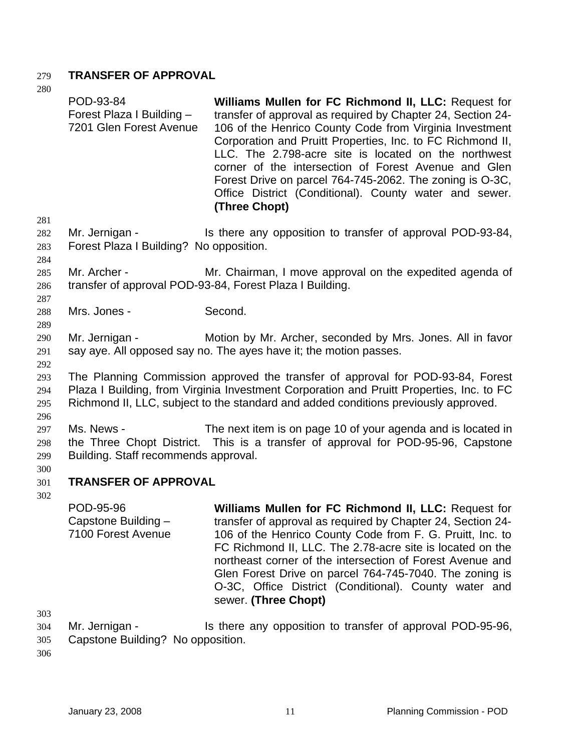**TRANSFER OF APPROVAL**

| | |
|---|---|
| POD-93-84<br>Forest Plaza I Building – 7201 Glen Forest Avenue | **Williams Mullen for FC Richmond II, LLC:** Request for transfer of approval as required by Chapter 24, Section 24-106 of the Henrico County Code from Virginia Investment Corporation and Pruitt Properties, Inc. to FC Richmond II, LLC. The 2.798-acre site is located on the northwest corner of the intersection of Forest Avenue and Glen Forest Drive on parcel 764-745-2062. The zoning is O-3C, Office District (Conditional). County water and sewer. **(Three Chopt)** |

Mr. Jernigan - Is there any opposition to transfer of approval POD-93-84, Forest Plaza I Building? No opposition.

Mr. Archer - Mr. Chairman, I move approval on the expedited agenda of transfer of approval POD-93-84, Forest Plaza I Building.

Mrs. Jones - Second.

Mr. Jernigan - Motion by Mr. Archer, seconded by Mrs. Jones. All in favor say aye. All opposed say no. The ayes have it; the motion passes.

The Planning Commission approved the transfer of approval for POD-93-84, Forest Plaza I Building, from Virginia Investment Corporation and Pruitt Properties, Inc. to FC Richmond II, LLC, subject to the standard and added conditions previously approved.

Ms. News - The next item is on page 10 of your agenda and is located in the Three Chopt District. This is a transfer of approval for POD-95-96, Capstone Building. Staff recommends approval.

**TRANSFER OF APPROVAL**

| | |
|---|---|
| POD-95-96<br>Capstone Building – 7100 Forest Avenue | **Williams Mullen for FC Richmond II, LLC:** Request for transfer of approval as required by Chapter 24, Section 24-106 of the Henrico County Code from F. G. Pruitt, Inc. to FC Richmond II, LLC. The 2.78-acre site is located on the northeast corner of the intersection of Forest Avenue and Glen Forest Drive on parcel 764-745-7040. The zoning is O-3C, Office District (Conditional). County water and sewer. **(Three Chopt)** |

Mr. Jernigan - Is there any opposition to transfer of approval POD-95-96, Capstone Building? No opposition.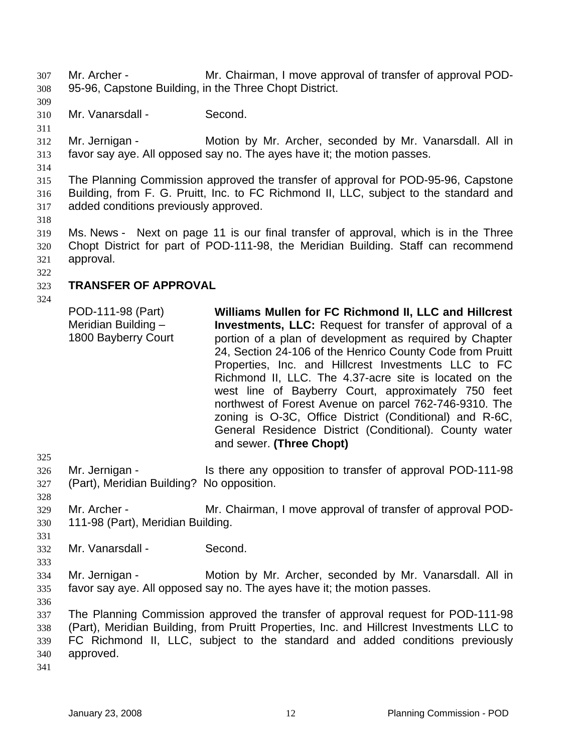Mr. Archer - Mr. Chairman, I move approval of transfer of approval POD-95-96, Capstone Building, in the Three Chopt District.

Mr. Vanarsdall - Second.

Mr. Jernigan - Motion by Mr. Archer, seconded by Mr. Vanarsdall. All in favor say aye. All opposed say no. The ayes have it; the motion passes.

The Planning Commission approved the transfer of approval for POD-95-96, Capstone Building, from F. G. Pruitt, Inc. to FC Richmond II, LLC, subject to the standard and added conditions previously approved.

Ms. News - Next on page 11 is our final transfer of approval, which is in the Three Chopt District for part of POD-111-98, the Meridian Building. Staff can recommend approval.

## TRANSFER OF APPROVAL

POD-111-98 (Part)
Meridian Building – 1800 Bayberry Court

**Williams Mullen for FC Richmond II, LLC and Hillcrest Investments, LLC:** Request for transfer of approval of a portion of a plan of development as required by Chapter 24, Section 24-106 of the Henrico County Code from Pruitt Properties, Inc. and Hillcrest Investments LLC to FC Richmond II, LLC. The 4.37-acre site is located on the west line of Bayberry Court, approximately 750 feet northwest of Forest Avenue on parcel 762-746-9310. The zoning is O-3C, Office District (Conditional) and R-6C, General Residence District (Conditional). County water and sewer. **(Three Chopt)**

Mr. Jernigan - Is there any opposition to transfer of approval POD-111-98 (Part), Meridian Building? No opposition.

Mr. Archer - Mr. Chairman, I move approval of transfer of approval POD-111-98 (Part), Meridian Building.

Mr. Vanarsdall - Second.

Mr. Jernigan - Motion by Mr. Archer, seconded by Mr. Vanarsdall. All in favor say aye. All opposed say no. The ayes have it; the motion passes.

The Planning Commission approved the transfer of approval request for POD-111-98 (Part), Meridian Building, from Pruitt Properties, Inc. and Hillcrest Investments LLC to FC Richmond II, LLC, subject to the standard and added conditions previously approved.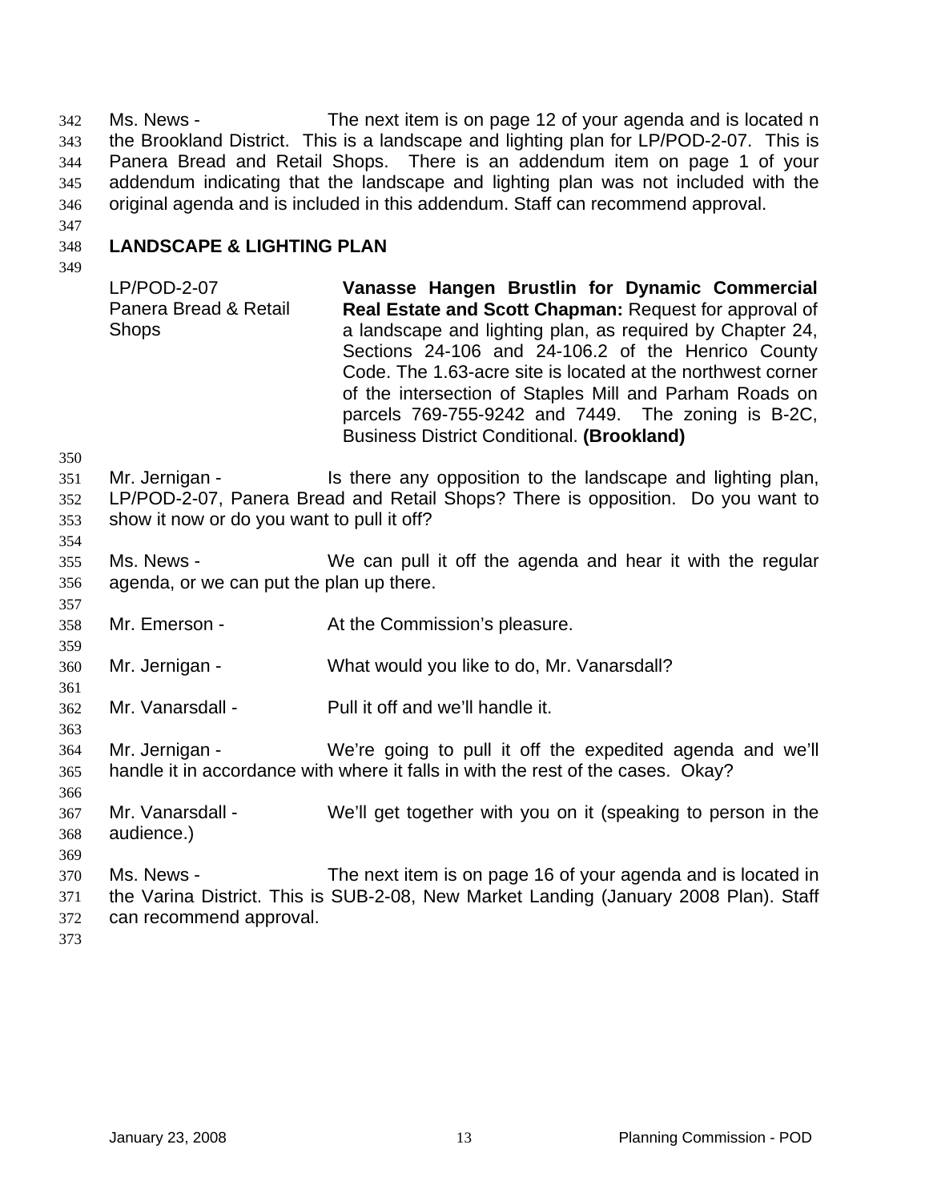Ms. News - The next item is on page 12 of your agenda and is located n the Brookland District. This is a landscape and lighting plan for LP/POD-2-07. This is Panera Bread and Retail Shops. There is an addendum item on page 1 of your addendum indicating that the landscape and lighting plan was not included with the original agenda and is included in this addendum. Staff can recommend approval.

## LANDSCAPE & LIGHTING PLAN

| | |
|---|---|
| LP/POD-2-07<br>Panera Bread & Retail Shops | **Vanasse Hangen Brustlin for Dynamic Commercial Real Estate and Scott Chapman:** Request for approval of a landscape and lighting plan, as required by Chapter 24, Sections 24-106 and 24-106.2 of the Henrico County Code. The 1.63-acre site is located at the northwest corner of the intersection of Staples Mill and Parham Roads on parcels 769-755-9242 and 7449. The zoning is B-2C, Business District Conditional. **(Brookland)** |

Mr. Jernigan - Is there any opposition to the landscape and lighting plan, LP/POD-2-07, Panera Bread and Retail Shops? There is opposition. Do you want to show it now or do you want to pull it off?

Ms. News - We can pull it off the agenda and hear it with the regular agenda, or we can put the plan up there.

Mr. Emerson - At the Commission's pleasure.

Mr. Jernigan - What would you like to do, Mr. Vanarsdall?

Mr. Vanarsdall - Pull it off and we'll handle it.

Mr. Jernigan - We're going to pull it off the expedited agenda and we'll handle it in accordance with where it falls in with the rest of the cases. Okay?

Mr. Vanarsdall - We'll get together with you on it (speaking to person in the audience.)

Ms. News - The next item is on page 16 of your agenda and is located in the Varina District. This is SUB-2-08, New Market Landing (January 2008 Plan). Staff can recommend approval.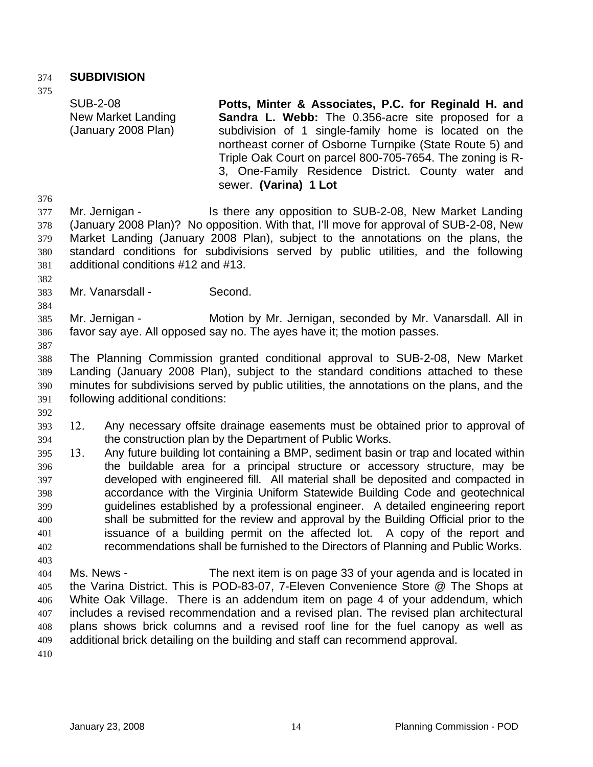## SUBDIVISION

| | |
|---|---|
| SUB-2-08<br>New Market Landing<br>(January 2008 Plan) | **Potts, Minter & Associates, P.C. for Reginald H. and Sandra L. Webb:** The 0.356-acre site proposed for a subdivision of 1 single-family home is located on the northeast corner of Osborne Turnpike (State Route 5) and Triple Oak Court on parcel 800-705-7654. The zoning is R-3, One-Family Residence District. County water and sewer. **(Varina) 1 Lot** |

Mr. Jernigan - Is there any opposition to SUB-2-08, New Market Landing (January 2008 Plan)? No opposition. With that, I'll move for approval of SUB-2-08, New Market Landing (January 2008 Plan), subject to the annotations on the plans, the standard conditions for subdivisions served by public utilities, and the following additional conditions #12 and #13.

Mr. Vanarsdall - Second.

Mr. Jernigan - Motion by Mr. Jernigan, seconded by Mr. Vanarsdall. All in favor say aye. All opposed say no. The ayes have it; the motion passes.

The Planning Commission granted conditional approval to SUB-2-08, New Market Landing (January 2008 Plan), subject to the standard conditions attached to these minutes for subdivisions served by public utilities, the annotations on the plans, and the following additional conditions:

12. Any necessary offsite drainage easements must be obtained prior to approval of the construction plan by the Department of Public Works.
13. Any future building lot containing a BMP, sediment basin or trap and located within the buildable area for a principal structure or accessory structure, may be developed with engineered fill. All material shall be deposited and compacted in accordance with the Virginia Uniform Statewide Building Code and geotechnical guidelines established by a professional engineer. A detailed engineering report shall be submitted for the review and approval by the Building Official prior to the issuance of a building permit on the affected lot. A copy of the report and recommendations shall be furnished to the Directors of Planning and Public Works.

Ms. News - The next item is on page 33 of your agenda and is located in the Varina District. This is POD-83-07, 7-Eleven Convenience Store @ The Shops at White Oak Village. There is an addendum item on page 4 of your addendum, which includes a revised recommendation and a revised plan. The revised plan architectural plans shows brick columns and a revised roof line for the fuel canopy as well as additional brick detailing on the building and staff can recommend approval.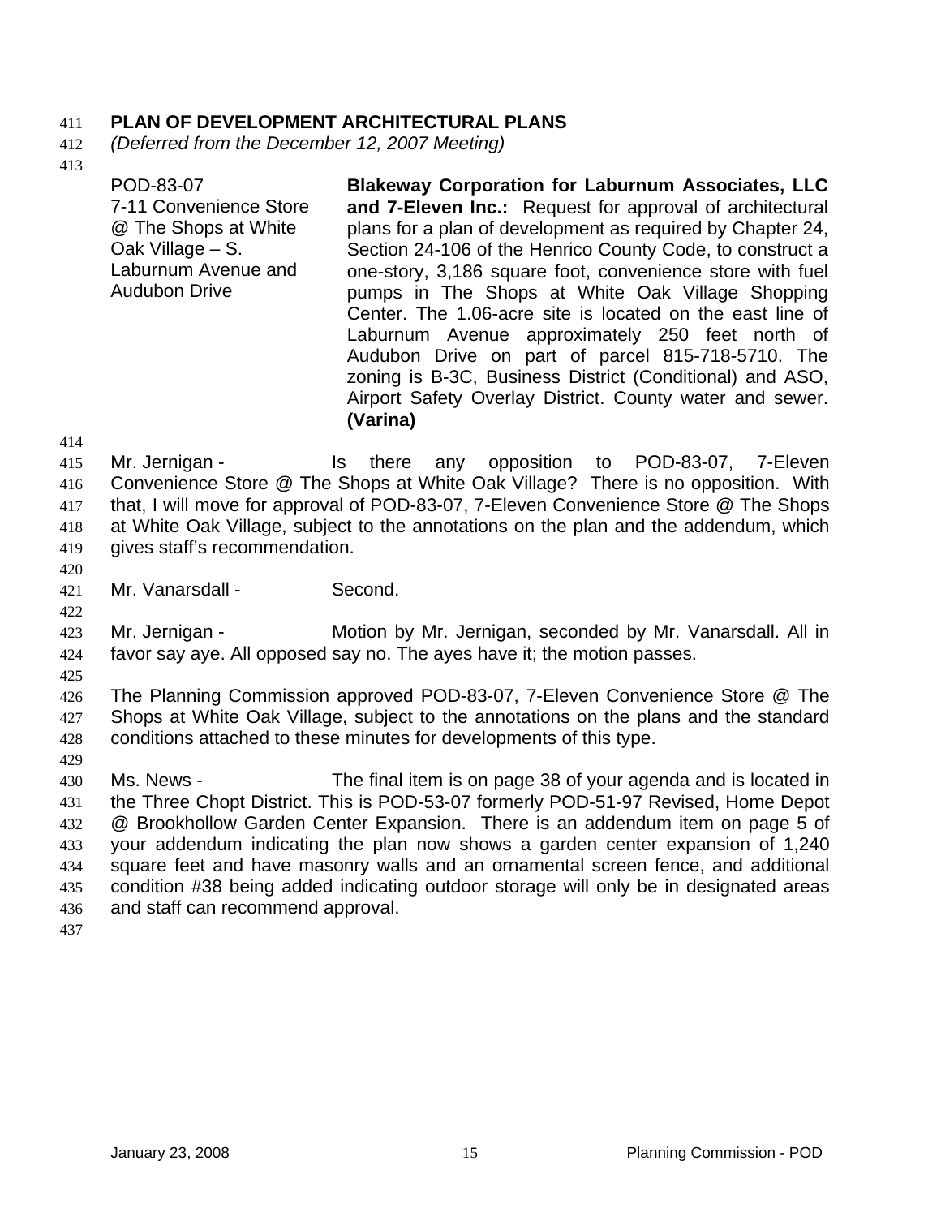## PLAN OF DEVELOPMENT ARCHITECTURAL PLANS

*(Deferred from the December 12, 2007 Meeting)*

| | |
|---|---|
| POD-83-07<br>7-11 Convenience Store @ The Shops at White Oak Village – S. Laburnum Avenue and Audubon Drive | **Blakeway Corporation for Laburnum Associates, LLC and 7-Eleven Inc.:** Request for approval of architectural plans for a plan of development as required by Chapter 24, Section 24-106 of the Henrico County Code, to construct a one-story, 3,186 square foot, convenience store with fuel pumps in The Shops at White Oak Village Shopping Center. The 1.06-acre site is located on the east line of Laburnum Avenue approximately 250 feet north of Audubon Drive on part of parcel 815-718-5710. The zoning is B-3C, Business District (Conditional) and ASO, Airport Safety Overlay District. County water and sewer. **(Varina)** |

Mr. Jernigan - Is there any opposition to POD-83-07, 7-Eleven Convenience Store @ The Shops at White Oak Village? There is no opposition. With that, I will move for approval of POD-83-07, 7-Eleven Convenience Store @ The Shops at White Oak Village, subject to the annotations on the plan and the addendum, which gives staff's recommendation.

Mr. Vanarsdall - Second.

Mr. Jernigan - Motion by Mr. Jernigan, seconded by Mr. Vanarsdall. All in favor say aye. All opposed say no. The ayes have it; the motion passes.

The Planning Commission approved POD-83-07, 7-Eleven Convenience Store @ The Shops at White Oak Village, subject to the annotations on the plans and the standard conditions attached to these minutes for developments of this type.

Ms. News - The final item is on page 38 of your agenda and is located in the Three Chopt District. This is POD-53-07 formerly POD-51-97 Revised, Home Depot @ Brookhollow Garden Center Expansion. There is an addendum item on page 5 of your addendum indicating the plan now shows a garden center expansion of 1,240 square feet and have masonry walls and an ornamental screen fence, and additional condition #38 being added indicating outdoor storage will only be in designated areas and staff can recommend approval.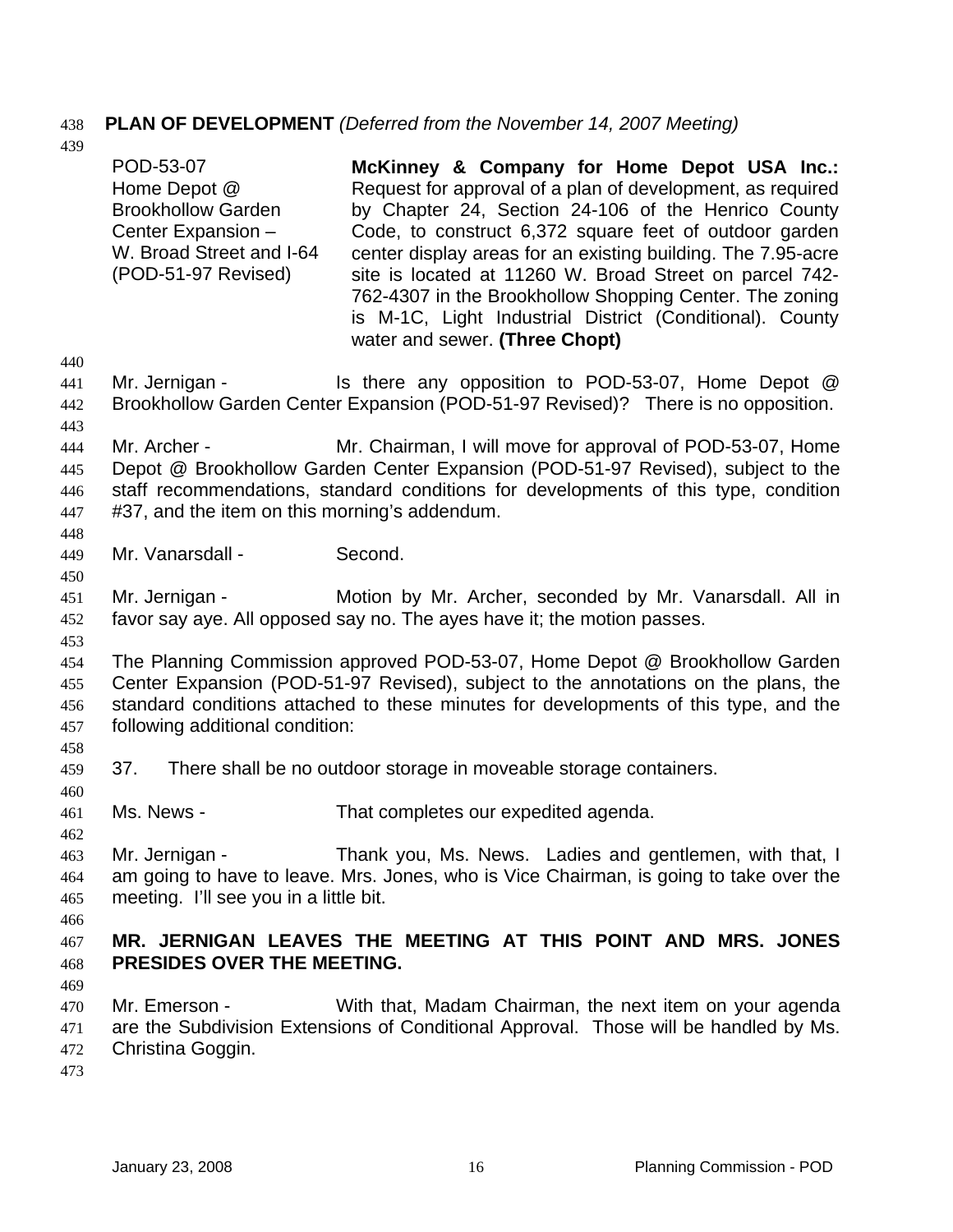**PLAN OF DEVELOPMENT** *(Deferred from the November 14, 2007 Meeting)*

| | |
|---|---|
| POD-53-07<br>Home Depot @ Brookhollow Garden Center Expansion – W. Broad Street and I-64<br>(POD-51-97 Revised) | **McKinney & Company for Home Depot USA Inc.:** Request for approval of a plan of development, as required by Chapter 24, Section 24-106 of the Henrico County Code, to construct 6,372 square feet of outdoor garden center display areas for an existing building. The 7.95-acre site is located at 11260 W. Broad Street on parcel 742-762-4307 in the Brookhollow Shopping Center. The zoning is M-1C, Light Industrial District (Conditional). County water and sewer. **(Three Chopt)** |

Mr. Jernigan - Is there any opposition to POD-53-07, Home Depot @ Brookhollow Garden Center Expansion (POD-51-97 Revised)? There is no opposition.

Mr. Archer - Mr. Chairman, I will move for approval of POD-53-07, Home Depot @ Brookhollow Garden Center Expansion (POD-51-97 Revised), subject to the staff recommendations, standard conditions for developments of this type, condition #37, and the item on this morning's addendum.

Mr. Vanarsdall - Second.

Mr. Jernigan - Motion by Mr. Archer, seconded by Mr. Vanarsdall. All in favor say aye. All opposed say no. The ayes have it; the motion passes.

The Planning Commission approved POD-53-07, Home Depot @ Brookhollow Garden Center Expansion (POD-51-97 Revised), subject to the annotations on the plans, the standard conditions attached to these minutes for developments of this type, and the following additional condition:

37. There shall be no outdoor storage in moveable storage containers.

Ms. News - That completes our expedited agenda.

Mr. Jernigan - Thank you, Ms. News. Ladies and gentlemen, with that, I am going to have to leave. Mrs. Jones, who is Vice Chairman, is going to take over the meeting. I'll see you in a little bit.

**MR. JERNIGAN LEAVES THE MEETING AT THIS POINT AND MRS. JONES PRESIDES OVER THE MEETING.**

Mr. Emerson - With that, Madam Chairman, the next item on your agenda are the Subdivision Extensions of Conditional Approval. Those will be handled by Ms. Christina Goggin.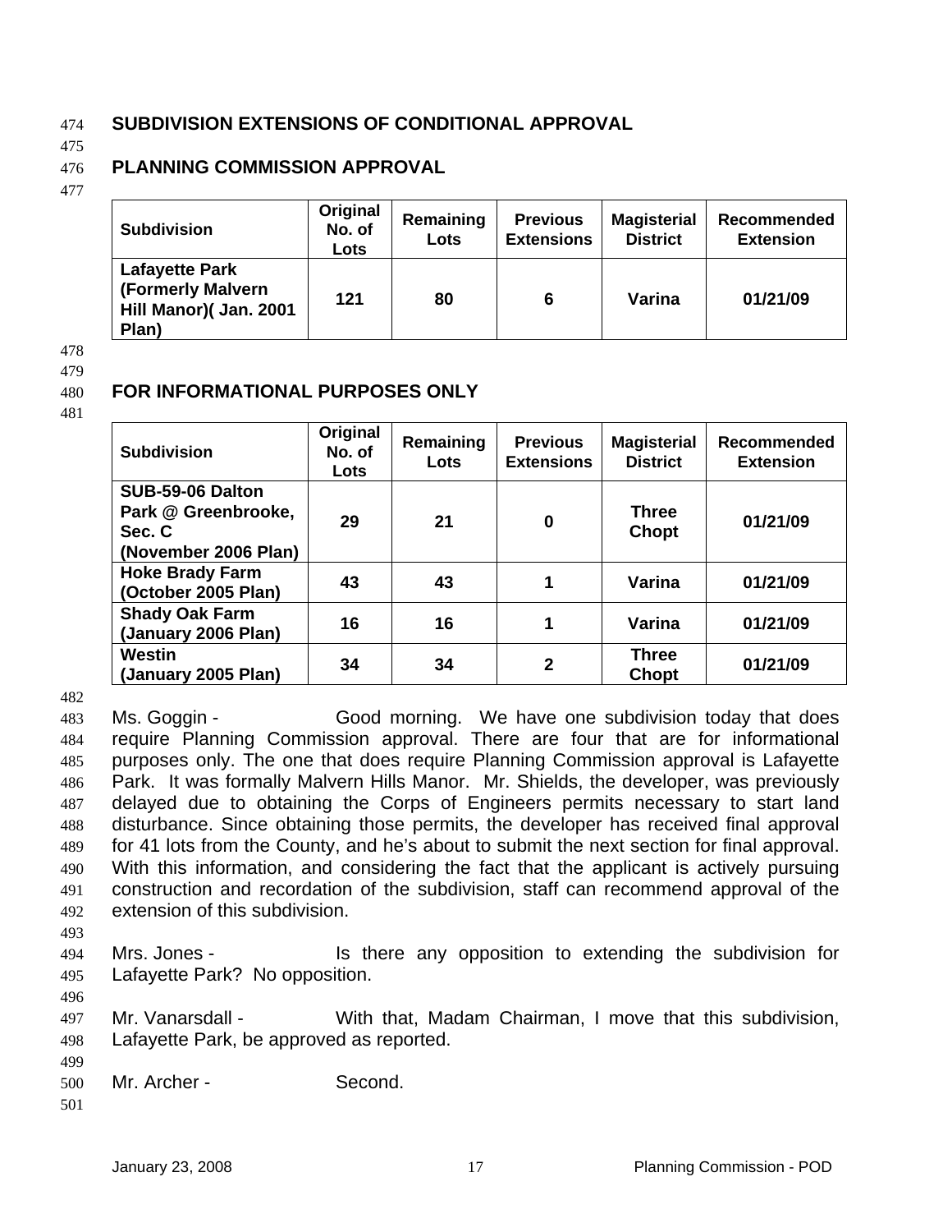**SUBDIVISION EXTENSIONS OF CONDITIONAL APPROVAL**

**PLANNING COMMISSION APPROVAL**

| Subdivision | Original No. of Lots | Remaining Lots | Previous Extensions | Magisterial District | Recommended Extension |
|---|---|---|---|---|---|
| Lafayette Park (Formerly Malvern Hill Manor)( Jan. 2001 Plan) | 121 | 80 | 6 | Varina | 01/21/09 |

**FOR INFORMATIONAL PURPOSES ONLY**

| Subdivision | Original No. of Lots | Remaining Lots | Previous Extensions | Magisterial District | Recommended Extension |
|---|---|---|---|---|---|
| SUB-59-06 Dalton Park @ Greenbrooke, Sec. C (November 2006 Plan) | 29 | 21 | 0 | Three Chopt | 01/21/09 |
| Hoke Brady Farm (October 2005 Plan) | 43 | 43 | 1 | Varina | 01/21/09 |
| Shady Oak Farm (January 2006 Plan) | 16 | 16 | 1 | Varina | 01/21/09 |
| Westin (January 2005 Plan) | 34 | 34 | 2 | Three Chopt | 01/21/09 |

Ms. Goggin - Good morning. We have one subdivision today that does require Planning Commission approval. There are four that are for informational purposes only. The one that does require Planning Commission approval is Lafayette Park. It was formally Malvern Hills Manor. Mr. Shields, the developer, was previously delayed due to obtaining the Corps of Engineers permits necessary to start land disturbance. Since obtaining those permits, the developer has received final approval for 41 lots from the County, and he's about to submit the next section for final approval. With this information, and considering the fact that the applicant is actively pursuing construction and recordation of the subdivision, staff can recommend approval of the extension of this subdivision.

Mrs. Jones - Is there any opposition to extending the subdivision for Lafayette Park? No opposition.

Mr. Vanarsdall - With that, Madam Chairman, I move that this subdivision, Lafayette Park, be approved as reported.

Mr. Archer - Second.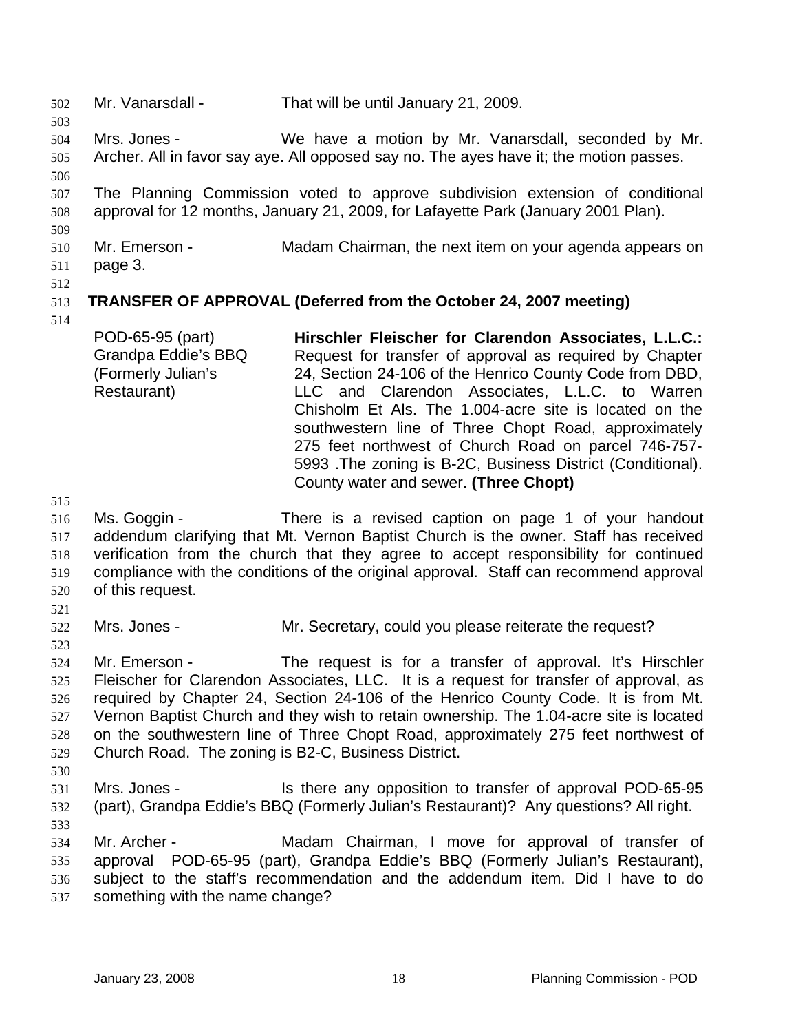Mr. Vanarsdall - That will be until January 21, 2009.

Mrs. Jones - We have a motion by Mr. Vanarsdall, seconded by Mr. Archer. All in favor say aye. All opposed say no. The ayes have it; the motion passes.

The Planning Commission voted to approve subdivision extension of conditional approval for 12 months, January 21, 2009, for Lafayette Park (January 2001 Plan).

Mr. Emerson - Madam Chairman, the next item on your agenda appears on page 3.

**TRANSFER OF APPROVAL (Deferred from the October 24, 2007 meeting)**

| | |
|---|---|
| POD-65-95 (part) Grandpa Eddie's BBQ (Formerly Julian's Restaurant) | **Hirschler Fleischer for Clarendon Associates, L.L.C.:** Request for transfer of approval as required by Chapter 24, Section 24-106 of the Henrico County Code from DBD, LLC and Clarendon Associates, L.L.C. to Warren Chisholm Et Als. The 1.004-acre site is located on the southwestern line of Three Chopt Road, approximately 275 feet northwest of Church Road on parcel 746-757-5993 .The zoning is B-2C, Business District (Conditional). County water and sewer. **(Three Chopt)** |

Ms. Goggin - There is a revised caption on page 1 of your handout addendum clarifying that Mt. Vernon Baptist Church is the owner. Staff has received verification from the church that they agree to accept responsibility for continued compliance with the conditions of the original approval. Staff can recommend approval of this request.

Mrs. Jones - Mr. Secretary, could you please reiterate the request?

Mr. Emerson - The request is for a transfer of approval. It's Hirschler Fleischer for Clarendon Associates, LLC. It is a request for transfer of approval, as required by Chapter 24, Section 24-106 of the Henrico County Code. It is from Mt. Vernon Baptist Church and they wish to retain ownership. The 1.04-acre site is located on the southwestern line of Three Chopt Road, approximately 275 feet northwest of Church Road. The zoning is B2-C, Business District.

Mrs. Jones - Is there any opposition to transfer of approval POD-65-95 (part), Grandpa Eddie's BBQ (Formerly Julian's Restaurant)? Any questions? All right.

Mr. Archer - Madam Chairman, I move for approval of transfer of approval POD-65-95 (part), Grandpa Eddie's BBQ (Formerly Julian's Restaurant), subject to the staff's recommendation and the addendum item. Did I have to do something with the name change?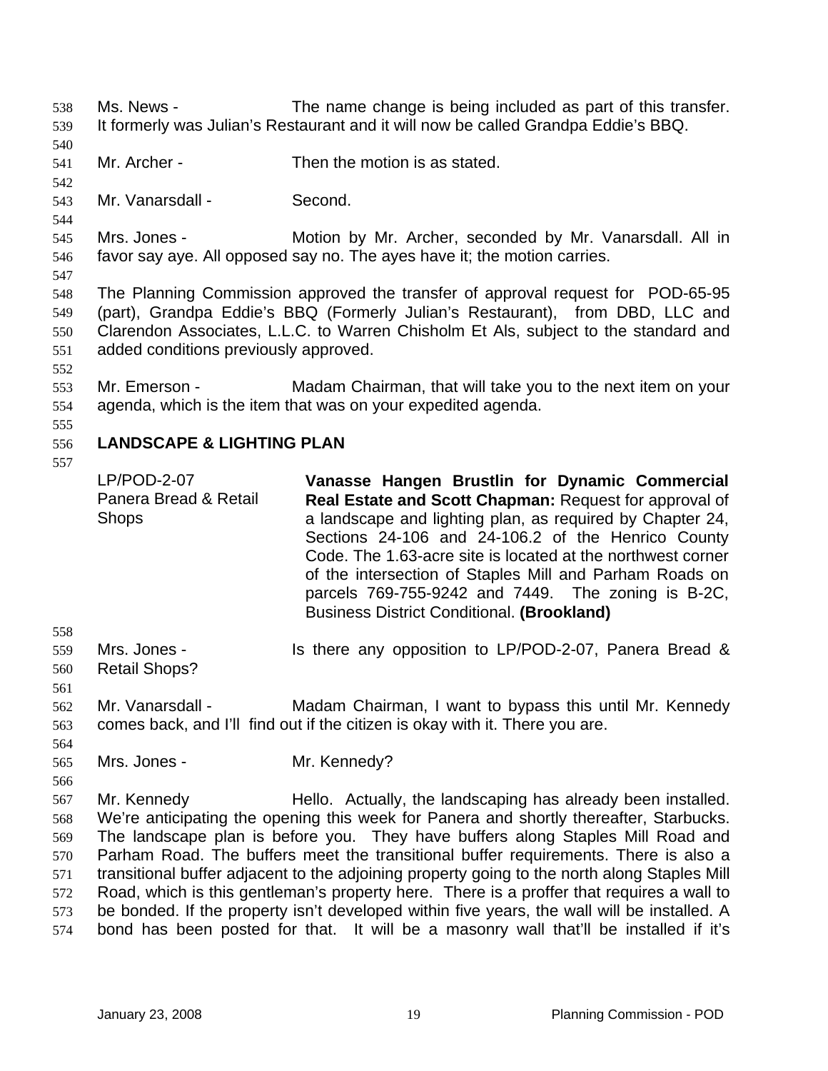Ms. News - The name change is being included as part of this transfer. It formerly was Julian's Restaurant and it will now be called Grandpa Eddie's BBQ.

Mr. Archer - Then the motion is as stated.

Mr. Vanarsdall - Second.

Mrs. Jones - Motion by Mr. Archer, seconded by Mr. Vanarsdall. All in favor say aye. All opposed say no. The ayes have it; the motion carries.

The Planning Commission approved the transfer of approval request for POD-65-95 (part), Grandpa Eddie's BBQ (Formerly Julian's Restaurant), from DBD, LLC and Clarendon Associates, L.L.C. to Warren Chisholm Et Als, subject to the standard and added conditions previously approved.

Mr. Emerson - Madam Chairman, that will take you to the next item on your agenda, which is the item that was on your expedited agenda.

## LANDSCAPE & LIGHTING PLAN

| | |
|---|---|
| LP/POD-2-07<br>Panera Bread & Retail Shops | **Vanasse Hangen Brustlin for Dynamic Commercial Real Estate and Scott Chapman:** Request for approval of a landscape and lighting plan, as required by Chapter 24, Sections 24-106 and 24-106.2 of the Henrico County Code. The 1.63-acre site is located at the northwest corner of the intersection of Staples Mill and Parham Roads on parcels 769-755-9242 and 7449. The zoning is B-2C, Business District Conditional. **(Brookland)** |

Mrs. Jones - Is there any opposition to LP/POD-2-07, Panera Bread & Retail Shops?

Mr. Vanarsdall - Madam Chairman, I want to bypass this until Mr. Kennedy comes back, and I'll find out if the citizen is okay with it. There you are.

Mrs. Jones - Mr. Kennedy?

Mr. Kennedy Hello. Actually, the landscaping has already been installed. We're anticipating the opening this week for Panera and shortly thereafter, Starbucks. The landscape plan is before you. They have buffers along Staples Mill Road and Parham Road. The buffers meet the transitional buffer requirements. There is also a transitional buffer adjacent to the adjoining property going to the north along Staples Mill Road, which is this gentleman's property here. There is a proffer that requires a wall to be bonded. If the property isn't developed within five years, the wall will be installed. A bond has been posted for that. It will be a masonry wall that'll be installed if it's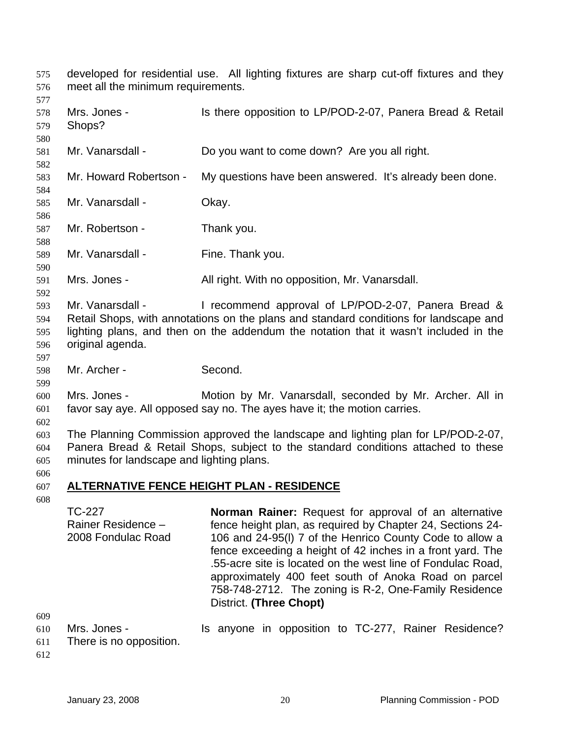developed for residential use. All lighting fixtures are sharp cut-off fixtures and they meet all the minimum requirements.

Mrs. Jones - Is there opposition to LP/POD-2-07, Panera Bread & Retail Shops?

Mr. Vanarsdall - Do you want to come down? Are you all right.

Mr. Howard Robertson - My questions have been answered. It's already been done.

Mr. Vanarsdall - Okay.

Mr. Robertson - Thank you.

Mr. Vanarsdall - Fine. Thank you.

Mrs. Jones - All right. With no opposition, Mr. Vanarsdall.

Mr. Vanarsdall - I recommend approval of LP/POD-2-07, Panera Bread & Retail Shops, with annotations on the plans and standard conditions for landscape and lighting plans, and then on the addendum the notation that it wasn't included in the original agenda.

Mr. Archer - Second.

Mrs. Jones - Motion by Mr. Vanarsdall, seconded by Mr. Archer. All in favor say aye. All opposed say no. The ayes have it; the motion carries.

The Planning Commission approved the landscape and lighting plan for LP/POD-2-07, Panera Bread & Retail Shops, subject to the standard conditions attached to these minutes for landscape and lighting plans.

## ALTERNATIVE FENCE HEIGHT PLAN - RESIDENCE

TC-227
Rainer Residence –
2008 Fondulac Road

**Norman Rainer:** Request for approval of an alternative fence height plan, as required by Chapter 24, Sections 24-106 and 24-95(l) 7 of the Henrico County Code to allow a fence exceeding a height of 42 inches in a front yard. The .55-acre site is located on the west line of Fondulac Road, approximately 400 feet south of Anoka Road on parcel 758-748-2712. The zoning is R-2, One-Family Residence District. **(Three Chopt)**

Mrs. Jones - Is anyone in opposition to TC-277, Rainer Residence? There is no opposition.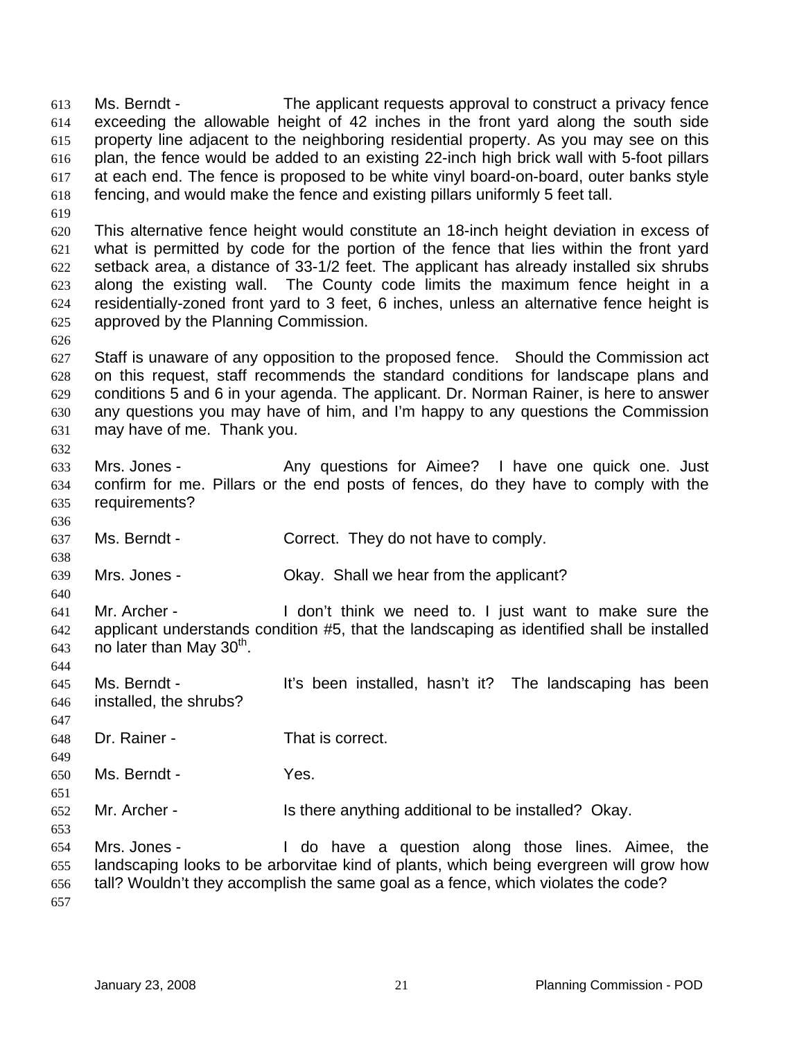Ms. Berndt - The applicant requests approval to construct a privacy fence exceeding the allowable height of 42 inches in the front yard along the south side property line adjacent to the neighboring residential property. As you may see on this plan, the fence would be added to an existing 22-inch high brick wall with 5-foot pillars at each end. The fence is proposed to be white vinyl board-on-board, outer banks style fencing, and would make the fence and existing pillars uniformly 5 feet tall.

This alternative fence height would constitute an 18-inch height deviation in excess of what is permitted by code for the portion of the fence that lies within the front yard setback area, a distance of 33-1/2 feet. The applicant has already installed six shrubs along the existing wall. The County code limits the maximum fence height in a residentially-zoned front yard to 3 feet, 6 inches, unless an alternative fence height is approved by the Planning Commission.

Staff is unaware of any opposition to the proposed fence. Should the Commission act on this request, staff recommends the standard conditions for landscape plans and conditions 5 and 6 in your agenda. The applicant. Dr. Norman Rainer, is here to answer any questions you may have of him, and I'm happy to any questions the Commission may have of me. Thank you.

Mrs. Jones - Any questions for Aimee? I have one quick one. Just confirm for me. Pillars or the end posts of fences, do they have to comply with the requirements?

Ms. Berndt - Correct. They do not have to comply.

Mrs. Jones - Okay. Shall we hear from the applicant?

Mr. Archer - I don't think we need to. I just want to make sure the applicant understands condition #5, that the landscaping as identified shall be installed no later than May 30th.

Ms. Berndt - It's been installed, hasn't it? The landscaping has been installed, the shrubs?

Dr. Rainer - That is correct.

Ms. Berndt - Yes.

Mr. Archer - Is there anything additional to be installed? Okay.

Mrs. Jones - I do have a question along those lines. Aimee, the landscaping looks to be arborvitae kind of plants, which being evergreen will grow how tall? Wouldn't they accomplish the same goal as a fence, which violates the code?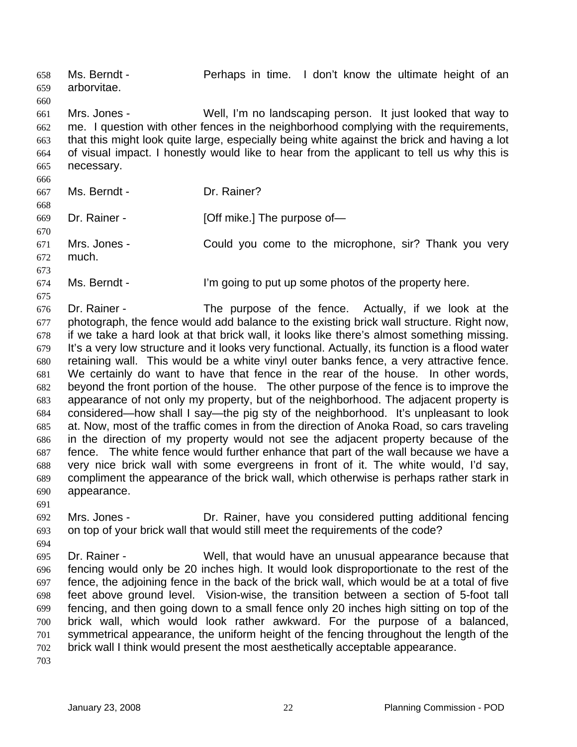Ms. Berndt - Perhaps in time. I don't know the ultimate height of an arborvitae.

Mrs. Jones - Well, I'm no landscaping person. It just looked that way to me. I question with other fences in the neighborhood complying with the requirements, that this might look quite large, especially being white against the brick and having a lot of visual impact. I honestly would like to hear from the applicant to tell us why this is necessary.

Ms. Berndt - Dr. Rainer?

Dr. Rainer - [Off mike.] The purpose of—

Mrs. Jones - Could you come to the microphone, sir? Thank you very much.

Ms. Berndt - I'm going to put up some photos of the property here.

Dr. Rainer - The purpose of the fence. Actually, if we look at the photograph, the fence would add balance to the existing brick wall structure. Right now, if we take a hard look at that brick wall, it looks like there's almost something missing. It's a very low structure and it looks very functional. Actually, its function is a flood water retaining wall. This would be a white vinyl outer banks fence, a very attractive fence. We certainly do want to have that fence in the rear of the house. In other words, beyond the front portion of the house. The other purpose of the fence is to improve the appearance of not only my property, but of the neighborhood. The adjacent property is considered—how shall I say—the pig sty of the neighborhood. It's unpleasant to look at. Now, most of the traffic comes in from the direction of Anoka Road, so cars traveling in the direction of my property would not see the adjacent property because of the fence. The white fence would further enhance that part of the wall because we have a very nice brick wall with some evergreens in front of it. The white would, I'd say, compliment the appearance of the brick wall, which otherwise is perhaps rather stark in appearance.

Mrs. Jones - Dr. Rainer, have you considered putting additional fencing on top of your brick wall that would still meet the requirements of the code?

Dr. Rainer - Well, that would have an unusual appearance because that fencing would only be 20 inches high. It would look disproportionate to the rest of the fence, the adjoining fence in the back of the brick wall, which would be at a total of five feet above ground level. Vision-wise, the transition between a section of 5-foot tall fencing, and then going down to a small fence only 20 inches high sitting on top of the brick wall, which would look rather awkward. For the purpose of a balanced, symmetrical appearance, the uniform height of the fencing throughout the length of the brick wall I think would present the most aesthetically acceptable appearance.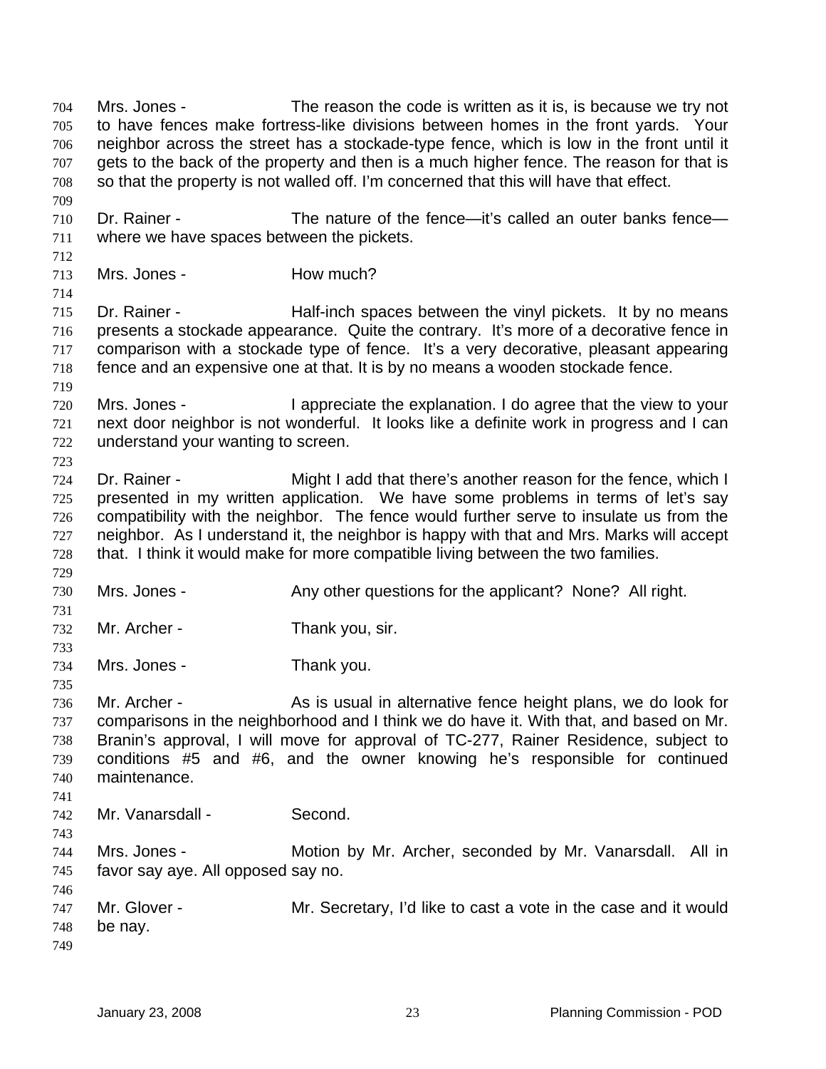Mrs. Jones - The reason the code is written as it is, is because we try not to have fences make fortress-like divisions between homes in the front yards. Your neighbor across the street has a stockade-type fence, which is low in the front until it gets to the back of the property and then is a much higher fence. The reason for that is so that the property is not walled off. I'm concerned that this will have that effect.

Dr. Rainer - The nature of the fence—it's called an outer banks fence—where we have spaces between the pickets.

Mrs. Jones - How much?

Dr. Rainer - Half-inch spaces between the vinyl pickets. It by no means presents a stockade appearance. Quite the contrary. It's more of a decorative fence in comparison with a stockade type of fence. It's a very decorative, pleasant appearing fence and an expensive one at that. It is by no means a wooden stockade fence.

Mrs. Jones - I appreciate the explanation. I do agree that the view to your next door neighbor is not wonderful. It looks like a definite work in progress and I can understand your wanting to screen.

Dr. Rainer - Might I add that there's another reason for the fence, which I presented in my written application. We have some problems in terms of let's say compatibility with the neighbor. The fence would further serve to insulate us from the neighbor. As I understand it, the neighbor is happy with that and Mrs. Marks will accept that. I think it would make for more compatible living between the two families.

Mrs. Jones - Any other questions for the applicant? None? All right.

Mr. Archer - Thank you, sir.

Mrs. Jones - Thank you.

Mr. Archer - As is usual in alternative fence height plans, we do look for comparisons in the neighborhood and I think we do have it. With that, and based on Mr. Branin's approval, I will move for approval of TC-277, Rainer Residence, subject to conditions #5 and #6, and the owner knowing he's responsible for continued maintenance.

Mr. Vanarsdall - Second.

Mrs. Jones - Motion by Mr. Archer, seconded by Mr. Vanarsdall. All in favor say aye. All opposed say no.

Mr. Glover - Mr. Secretary, I'd like to cast a vote in the case and it would be nay.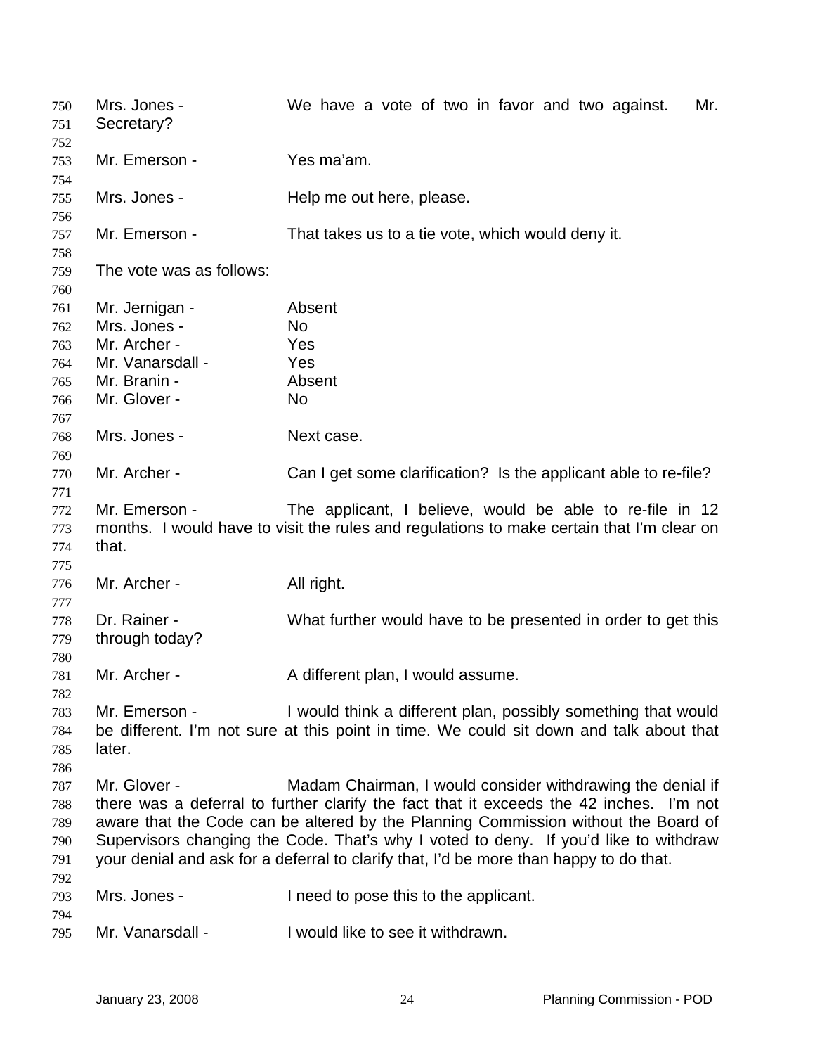Mrs. Jones - We have a vote of two in favor and two against. Mr. Secretary?

Mr. Emerson - Yes ma'am.

Mrs. Jones - Help me out here, please.

Mr. Emerson - That takes us to a tie vote, which would deny it.

The vote was as follows:

Mr. Jernigan - Absent
Mrs. Jones - No
Mr. Archer - Yes
Mr. Vanarsdall - Yes
Mr. Branin - Absent
Mr. Glover - No

Mrs. Jones - Next case.

Mr. Archer - Can I get some clarification? Is the applicant able to re-file?

Mr. Emerson - The applicant, I believe, would be able to re-file in 12 months. I would have to visit the rules and regulations to make certain that I'm clear on that.

Mr. Archer - All right.

Dr. Rainer - What further would have to be presented in order to get this through today?

Mr. Archer - A different plan, I would assume.

Mr. Emerson - I would think a different plan, possibly something that would be different. I'm not sure at this point in time. We could sit down and talk about that later.

Mr. Glover - Madam Chairman, I would consider withdrawing the denial if there was a deferral to further clarify the fact that it exceeds the 42 inches. I'm not aware that the Code can be altered by the Planning Commission without the Board of Supervisors changing the Code. That's why I voted to deny. If you'd like to withdraw your denial and ask for a deferral to clarify that, I'd be more than happy to do that.

Mrs. Jones - I need to pose this to the applicant.

Mr. Vanarsdall - I would like to see it withdrawn.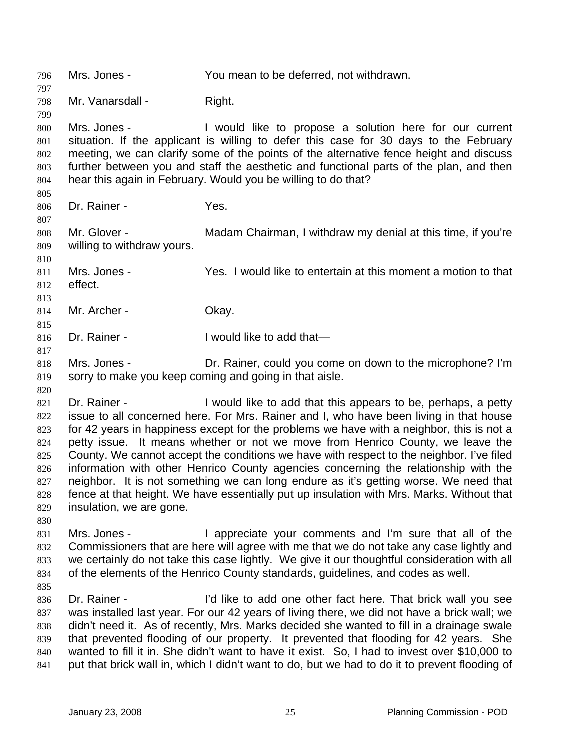Mrs. Jones - You mean to be deferred, not withdrawn.

Mr. Vanarsdall - Right.

Mrs. Jones - I would like to propose a solution here for our current situation. If the applicant is willing to defer this case for 30 days to the February meeting, we can clarify some of the points of the alternative fence height and discuss further between you and staff the aesthetic and functional parts of the plan, and then hear this again in February. Would you be willing to do that?

Dr. Rainer - Yes.

Mr. Glover - Madam Chairman, I withdraw my denial at this time, if you're willing to withdraw yours.

Mrs. Jones - Yes. I would like to entertain at this moment a motion to that effect.

Mr. Archer - Okay.

Dr. Rainer - I would like to add that—

Mrs. Jones - Dr. Rainer, could you come on down to the microphone? I'm sorry to make you keep coming and going in that aisle.

Dr. Rainer - I would like to add that this appears to be, perhaps, a petty issue to all concerned here. For Mrs. Rainer and I, who have been living in that house for 42 years in happiness except for the problems we have with a neighbor, this is not a petty issue. It means whether or not we move from Henrico County, we leave the County. We cannot accept the conditions we have with respect to the neighbor. I've filed information with other Henrico County agencies concerning the relationship with the neighbor. It is not something we can long endure as it's getting worse. We need that fence at that height. We have essentially put up insulation with Mrs. Marks. Without that insulation, we are gone.

Mrs. Jones - I appreciate your comments and I'm sure that all of the Commissioners that are here will agree with me that we do not take any case lightly and we certainly do not take this case lightly. We give it our thoughtful consideration with all of the elements of the Henrico County standards, guidelines, and codes as well.

Dr. Rainer - I'd like to add one other fact here. That brick wall you see was installed last year. For our 42 years of living there, we did not have a brick wall; we didn't need it. As of recently, Mrs. Marks decided she wanted to fill in a drainage swale that prevented flooding of our property. It prevented that flooding for 42 years. She wanted to fill it in. She didn't want to have it exist. So, I had to invest over $10,000 to put that brick wall in, which I didn't want to do, but we had to do it to prevent flooding of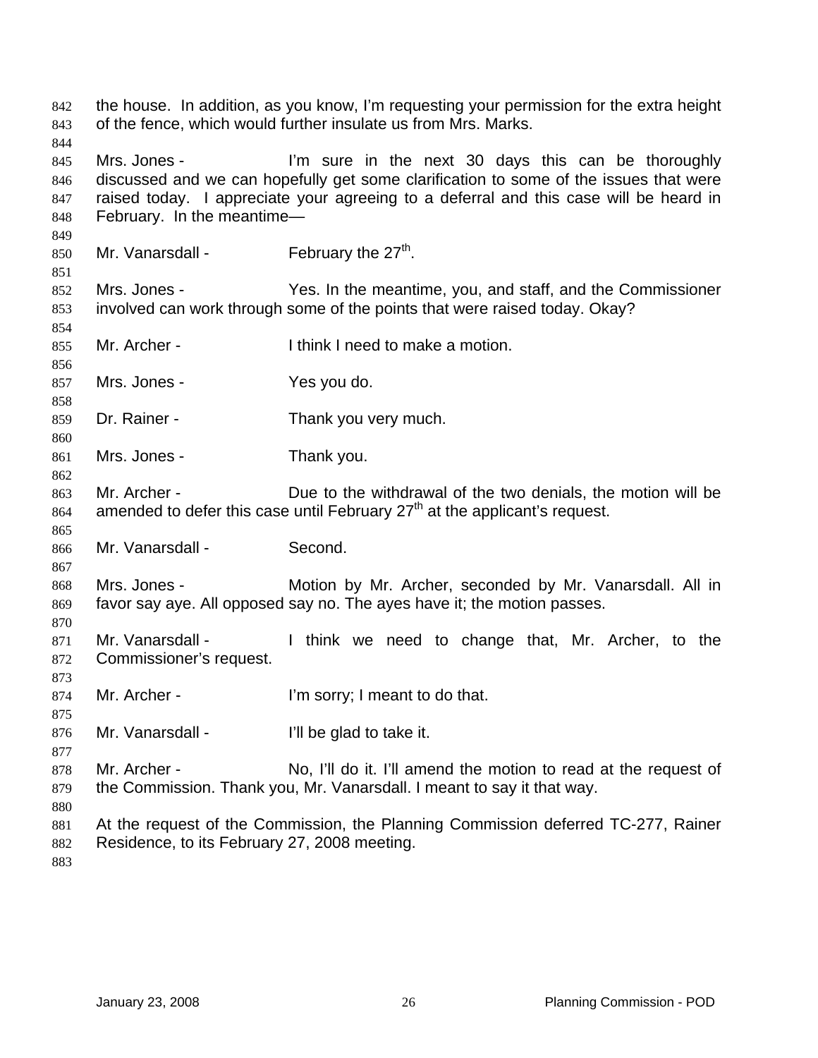the house. In addition, as you know, I'm requesting your permission for the extra height of the fence, which would further insulate us from Mrs. Marks.

Mrs. Jones - I'm sure in the next 30 days this can be thoroughly discussed and we can hopefully get some clarification to some of the issues that were raised today. I appreciate your agreeing to a deferral and this case will be heard in February. In the meantime—

Mr. Vanarsdall - February the 27th.

Mrs. Jones - Yes. In the meantime, you, and staff, and the Commissioner involved can work through some of the points that were raised today. Okay?

Mr. Archer - I think I need to make a motion.

Mrs. Jones - Yes you do.

Dr. Rainer - Thank you very much.

Mrs. Jones - Thank you.

Mr. Archer - Due to the withdrawal of the two denials, the motion will be amended to defer this case until February 27th at the applicant's request.

Mr. Vanarsdall - Second.

Mrs. Jones - Motion by Mr. Archer, seconded by Mr. Vanarsdall. All in favor say aye. All opposed say no. The ayes have it; the motion passes.

Mr. Vanarsdall - I think we need to change that, Mr. Archer, to the Commissioner's request.

Mr. Archer - I'm sorry; I meant to do that.

Mr. Vanarsdall - I'll be glad to take it.

Mr. Archer - No, I'll do it. I'll amend the motion to read at the request of the Commission. Thank you, Mr. Vanarsdall. I meant to say it that way.

At the request of the Commission, the Planning Commission deferred TC-277, Rainer Residence, to its February 27, 2008 meeting.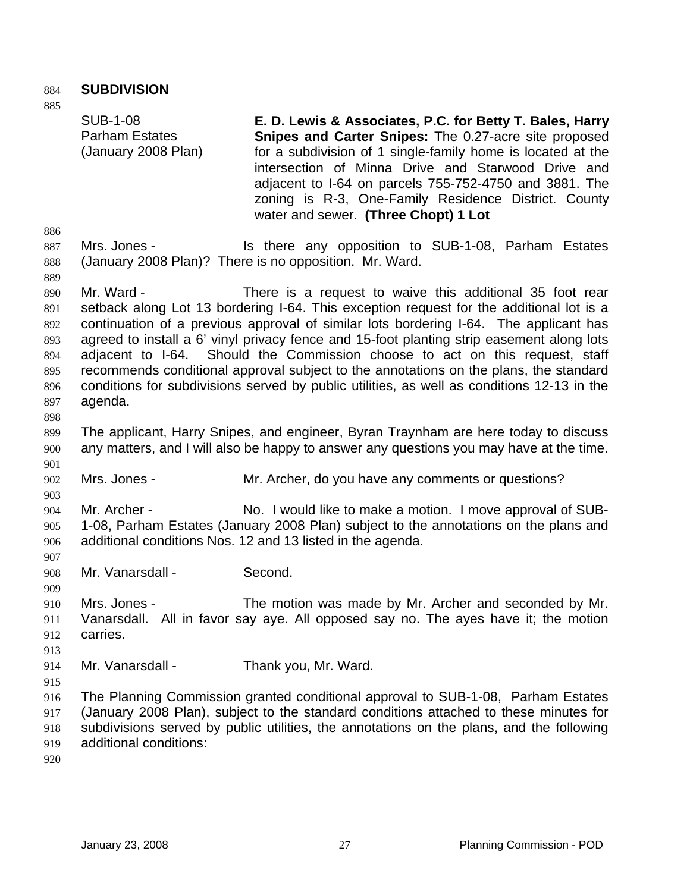## SUBDIVISION

SUB-1-08
Parham Estates
(January 2008 Plan)

**E. D. Lewis & Associates, P.C. for Betty T. Bales, Harry Snipes and Carter Snipes:** The 0.27-acre site proposed for a subdivision of 1 single-family home is located at the intersection of Minna Drive and Starwood Drive and adjacent to I-64 on parcels 755-752-4750 and 3881. The zoning is R-3, One-Family Residence District. County water and sewer. **(Three Chopt) 1 Lot**

Mrs. Jones - Is there any opposition to SUB-1-08, Parham Estates (January 2008 Plan)? There is no opposition. Mr. Ward.

Mr. Ward - There is a request to waive this additional 35 foot rear setback along Lot 13 bordering I-64. This exception request for the additional lot is a continuation of a previous approval of similar lots bordering I-64. The applicant has agreed to install a 6' vinyl privacy fence and 15-foot planting strip easement along lots adjacent to I-64. Should the Commission choose to act on this request, staff recommends conditional approval subject to the annotations on the plans, the standard conditions for subdivisions served by public utilities, as well as conditions 12-13 in the agenda.

The applicant, Harry Snipes, and engineer, Byran Traynham are here today to discuss any matters, and I will also be happy to answer any questions you may have at the time.

Mrs. Jones - Mr. Archer, do you have any comments or questions?

Mr. Archer - No. I would like to make a motion. I move approval of SUB-1-08, Parham Estates (January 2008 Plan) subject to the annotations on the plans and additional conditions Nos. 12 and 13 listed in the agenda.

Mr. Vanarsdall - Second.

Mrs. Jones - The motion was made by Mr. Archer and seconded by Mr. Vanarsdall. All in favor say aye. All opposed say no. The ayes have it; the motion carries.

Mr. Vanarsdall - Thank you, Mr. Ward.

The Planning Commission granted conditional approval to SUB-1-08, Parham Estates (January 2008 Plan), subject to the standard conditions attached to these minutes for subdivisions served by public utilities, the annotations on the plans, and the following additional conditions: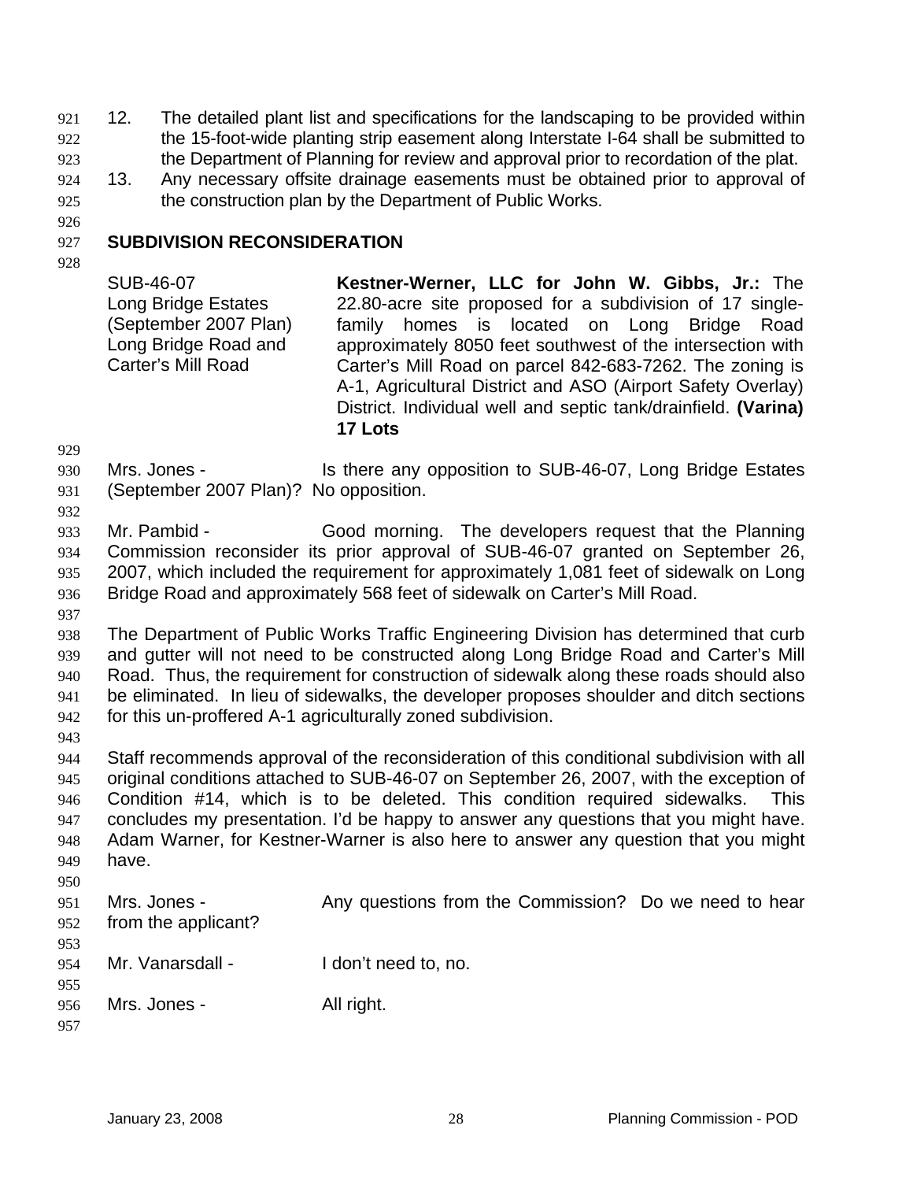12. The detailed plant list and specifications for the landscaping to be provided within the 15-foot-wide planting strip easement along Interstate I-64 shall be submitted to the Department of Planning for review and approval prior to recordation of the plat.
13. Any necessary offsite drainage easements must be obtained prior to approval of the construction plan by the Department of Public Works.

## SUBDIVISION RECONSIDERATION

| | |
|---|---|
| SUB-46-07<br>Long Bridge Estates<br>(September 2007 Plan)<br>Long Bridge Road and<br>Carter's Mill Road | **Kestner-Werner, LLC for John W. Gibbs, Jr.:** The 22.80-acre site proposed for a subdivision of 17 single-family homes is located on Long Bridge Road approximately 8050 feet southwest of the intersection with Carter's Mill Road on parcel 842-683-7262. The zoning is A-1, Agricultural District and ASO (Airport Safety Overlay) District. Individual well and septic tank/drainfield. **(Varina) 17 Lots** |

Mrs. Jones - Is there any opposition to SUB-46-07, Long Bridge Estates (September 2007 Plan)? No opposition.

Mr. Pambid - Good morning. The developers request that the Planning Commission reconsider its prior approval of SUB-46-07 granted on September 26, 2007, which included the requirement for approximately 1,081 feet of sidewalk on Long Bridge Road and approximately 568 feet of sidewalk on Carter's Mill Road.

The Department of Public Works Traffic Engineering Division has determined that curb and gutter will not need to be constructed along Long Bridge Road and Carter's Mill Road. Thus, the requirement for construction of sidewalk along these roads should also be eliminated. In lieu of sidewalks, the developer proposes shoulder and ditch sections for this un-proffered A-1 agriculturally zoned subdivision.

Staff recommends approval of the reconsideration of this conditional subdivision with all original conditions attached to SUB-46-07 on September 26, 2007, with the exception of Condition #14, which is to be deleted. This condition required sidewalks. This concludes my presentation. I'd be happy to answer any questions that you might have. Adam Warner, for Kestner-Warner is also here to answer any question that you might have.

Mrs. Jones - Any questions from the Commission? Do we need to hear from the applicant?

Mr. Vanarsdall - I don't need to, no.

Mrs. Jones - All right.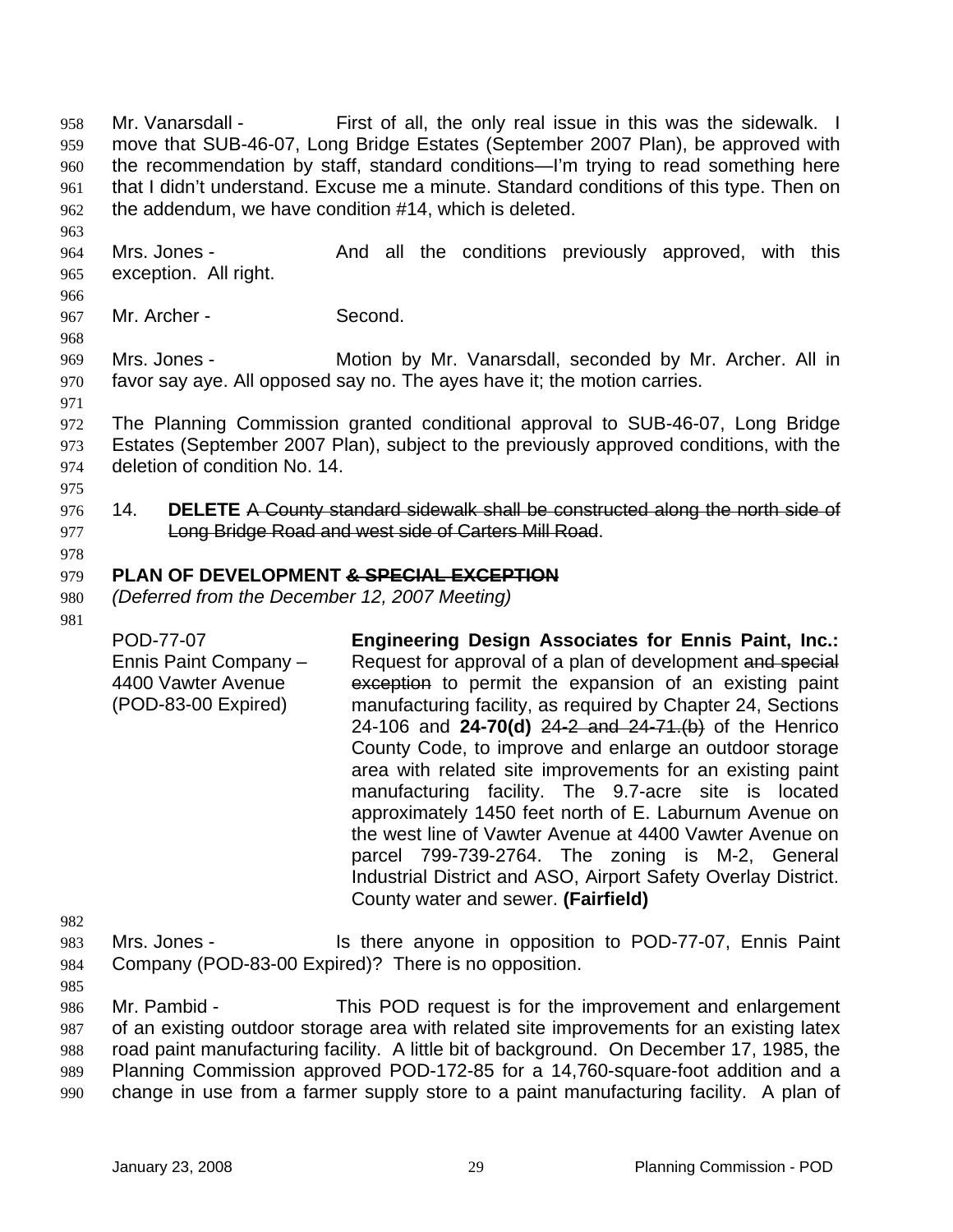Mr. Vanarsdall - First of all, the only real issue in this was the sidewalk. I move that SUB-46-07, Long Bridge Estates (September 2007 Plan), be approved with the recommendation by staff, standard conditions—I'm trying to read something here that I didn't understand. Excuse me a minute. Standard conditions of this type. Then on the addendum, we have condition #14, which is deleted.

Mrs. Jones - And all the conditions previously approved, with this exception. All right.

Mr. Archer - Second.

Mrs. Jones - Motion by Mr. Vanarsdall, seconded by Mr. Archer. All in favor say aye. All opposed say no. The ayes have it; the motion carries.

The Planning Commission granted conditional approval to SUB-46-07, Long Bridge Estates (September 2007 Plan), subject to the previously approved conditions, with the deletion of condition No. 14.

14. **DELETE** ~~A County standard sidewalk shall be constructed along the north side of Long Bridge Road and west side of Carters Mill Road~~.

**PLAN OF DEVELOPMENT ~~& SPECIAL EXCEPTION~~**

*(Deferred from the December 12, 2007 Meeting)*

POD-77-07
Ennis Paint Company – 4400 Vawter Avenue
(POD-83-00 Expired)

**Engineering Design Associates for Ennis Paint, Inc.:** Request for approval of a plan of development ~~and special exception~~ to permit the expansion of an existing paint manufacturing facility, as required by Chapter 24, Sections 24-106 and **24-70(d)** ~~24-2 and 24-71.(b)~~ of the Henrico County Code, to improve and enlarge an outdoor storage area with related site improvements for an existing paint manufacturing facility. The 9.7-acre site is located approximately 1450 feet north of E. Laburnum Avenue on the west line of Vawter Avenue at 4400 Vawter Avenue on parcel 799-739-2764. The zoning is M-2, General Industrial District and ASO, Airport Safety Overlay District. County water and sewer. **(Fairfield)**

Mrs. Jones - Is there anyone in opposition to POD-77-07, Ennis Paint Company (POD-83-00 Expired)? There is no opposition.

Mr. Pambid - This POD request is for the improvement and enlargement of an existing outdoor storage area with related site improvements for an existing latex road paint manufacturing facility. A little bit of background. On December 17, 1985, the Planning Commission approved POD-172-85 for a 14,760-square-foot addition and a change in use from a farmer supply store to a paint manufacturing facility. A plan of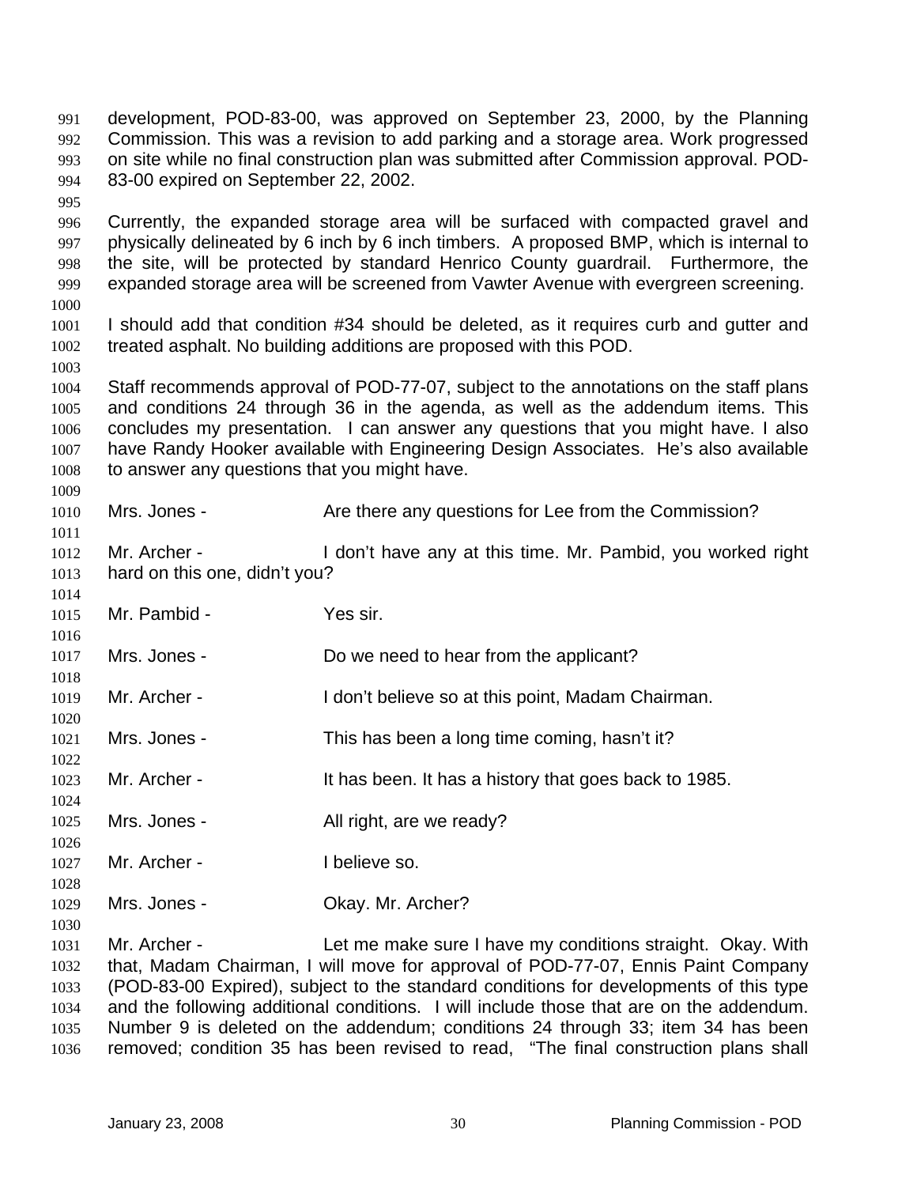development, POD-83-00, was approved on September 23, 2000, by the Planning Commission. This was a revision to add parking and a storage area. Work progressed on site while no final construction plan was submitted after Commission approval. POD-83-00 expired on September 22, 2002.

Currently, the expanded storage area will be surfaced with compacted gravel and physically delineated by 6 inch by 6 inch timbers. A proposed BMP, which is internal to the site, will be protected by standard Henrico County guardrail. Furthermore, the expanded storage area will be screened from Vawter Avenue with evergreen screening.

I should add that condition #34 should be deleted, as it requires curb and gutter and treated asphalt. No building additions are proposed with this POD.

Staff recommends approval of POD-77-07, subject to the annotations on the staff plans and conditions 24 through 36 in the agenda, as well as the addendum items. This concludes my presentation. I can answer any questions that you might have. I also have Randy Hooker available with Engineering Design Associates. He's also available to answer any questions that you might have.

Mrs. Jones - Are there any questions for Lee from the Commission?

Mr. Archer - I don't have any at this time. Mr. Pambid, you worked right hard on this one, didn't you?

Mr. Pambid - Yes sir.

Mrs. Jones - Do we need to hear from the applicant?

Mr. Archer - I don't believe so at this point, Madam Chairman.

Mrs. Jones - This has been a long time coming, hasn't it?

Mr. Archer - It has been. It has a history that goes back to 1985.

Mrs. Jones - All right, are we ready?

Mr. Archer - I believe so.

Mrs. Jones - Okay. Mr. Archer?

Mr. Archer - Let me make sure I have my conditions straight. Okay. With that, Madam Chairman, I will move for approval of POD-77-07, Ennis Paint Company (POD-83-00 Expired), subject to the standard conditions for developments of this type and the following additional conditions. I will include those that are on the addendum. Number 9 is deleted on the addendum; conditions 24 through 33; item 34 has been removed; condition 35 has been revised to read, "The final construction plans shall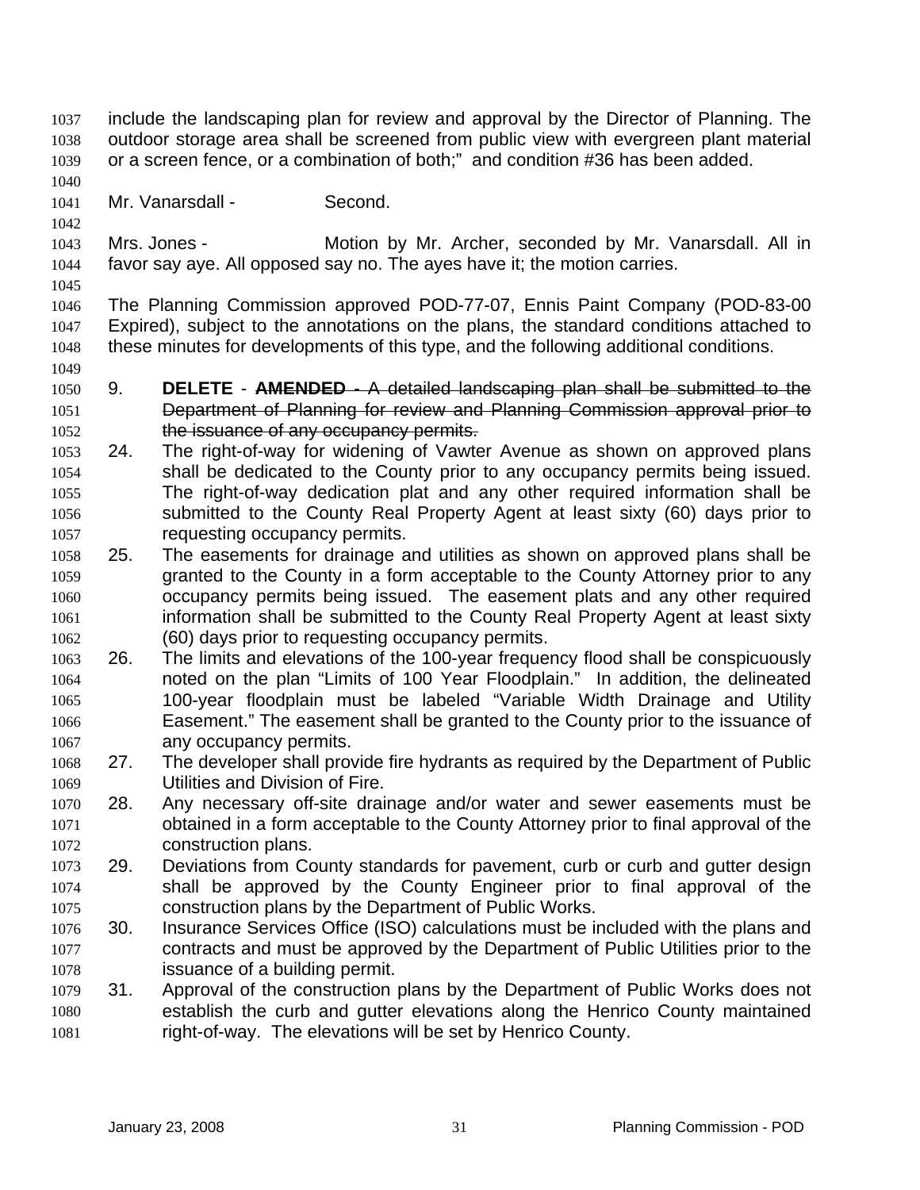include the landscaping plan for review and approval by the Director of Planning. The outdoor storage area shall be screened from public view with evergreen plant material or a screen fence, or a combination of both;" and condition #36 has been added.

Mr. Vanarsdall - Second.

Mrs. Jones - Motion by Mr. Archer, seconded by Mr. Vanarsdall. All in favor say aye. All opposed say no. The ayes have it; the motion carries.

The Planning Commission approved POD-77-07, Ennis Paint Company (POD-83-00 Expired), subject to the annotations on the plans, the standard conditions attached to these minutes for developments of this type, and the following additional conditions.

9. **DELETE** - ~~**AMENDED** - A detailed landscaping plan shall be submitted to the Department of Planning for review and Planning Commission approval prior to the issuance of any occupancy permits.~~
24. The right-of-way for widening of Vawter Avenue as shown on approved plans shall be dedicated to the County prior to any occupancy permits being issued. The right-of-way dedication plat and any other required information shall be submitted to the County Real Property Agent at least sixty (60) days prior to requesting occupancy permits.
25. The easements for drainage and utilities as shown on approved plans shall be granted to the County in a form acceptable to the County Attorney prior to any occupancy permits being issued. The easement plats and any other required information shall be submitted to the County Real Property Agent at least sixty (60) days prior to requesting occupancy permits.
26. The limits and elevations of the 100-year frequency flood shall be conspicuously noted on the plan "Limits of 100 Year Floodplain." In addition, the delineated 100-year floodplain must be labeled "Variable Width Drainage and Utility Easement." The easement shall be granted to the County prior to the issuance of any occupancy permits.
27. The developer shall provide fire hydrants as required by the Department of Public Utilities and Division of Fire.
28. Any necessary off-site drainage and/or water and sewer easements must be obtained in a form acceptable to the County Attorney prior to final approval of the construction plans.
29. Deviations from County standards for pavement, curb or curb and gutter design shall be approved by the County Engineer prior to final approval of the construction plans by the Department of Public Works.
30. Insurance Services Office (ISO) calculations must be included with the plans and contracts and must be approved by the Department of Public Utilities prior to the issuance of a building permit.
31. Approval of the construction plans by the Department of Public Works does not establish the curb and gutter elevations along the Henrico County maintained right-of-way. The elevations will be set by Henrico County.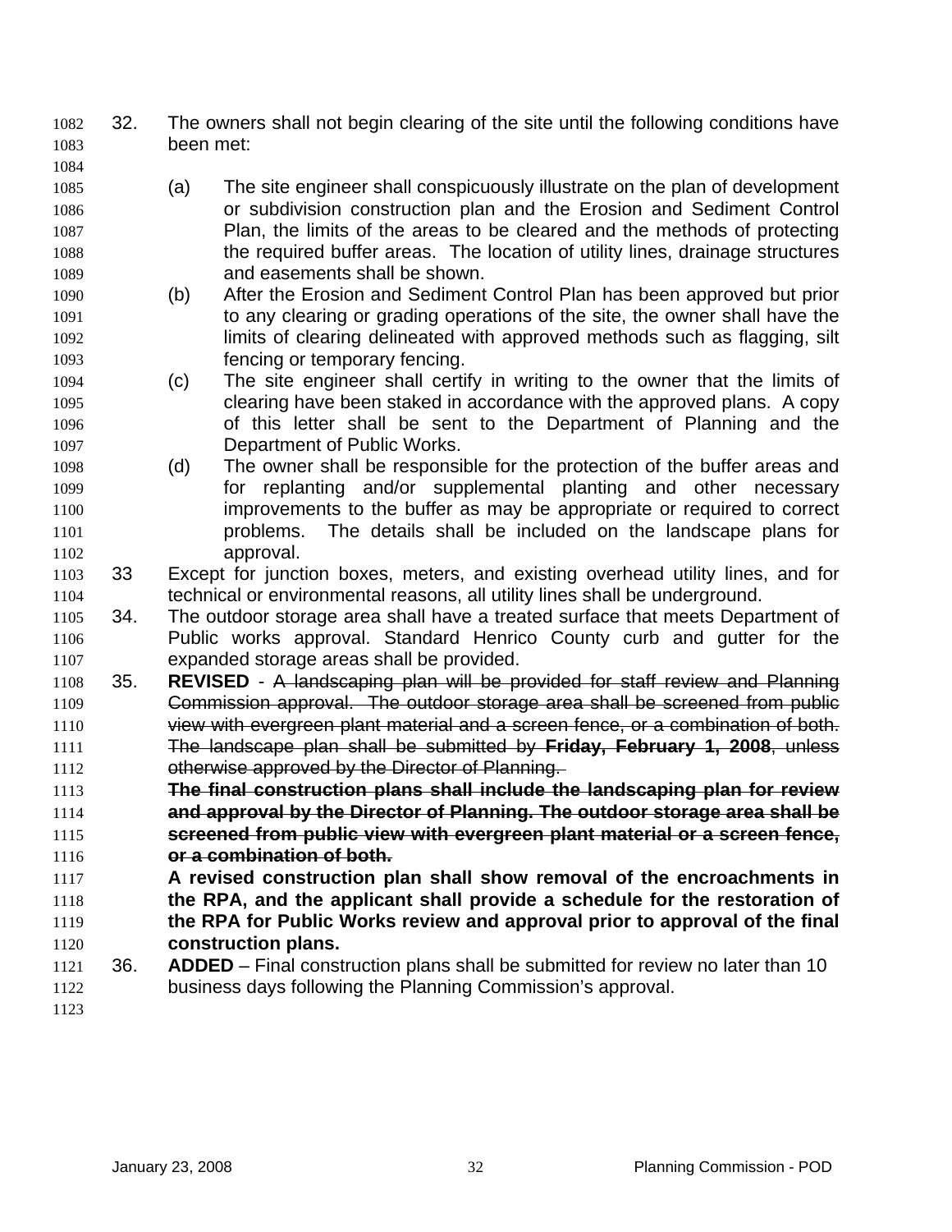32. The owners shall not begin clearing of the site until the following conditions have been met:

    (a) The site engineer shall conspicuously illustrate on the plan of development or subdivision construction plan and the Erosion and Sediment Control Plan, the limits of the areas to be cleared and the methods of protecting the required buffer areas. The location of utility lines, drainage structures and easements shall be shown.
    (b) After the Erosion and Sediment Control Plan has been approved but prior to any clearing or grading operations of the site, the owner shall have the limits of clearing delineated with approved methods such as flagging, silt fencing or temporary fencing.
    (c) The site engineer shall certify in writing to the owner that the limits of clearing have been staked in accordance with the approved plans. A copy of this letter shall be sent to the Department of Planning and the Department of Public Works.
    (d) The owner shall be responsible for the protection of the buffer areas and for replanting and/or supplemental planting and other necessary improvements to the buffer as may be appropriate or required to correct problems. The details shall be included on the landscape plans for approval.

33 Except for junction boxes, meters, and existing overhead utility lines, and for technical or environmental reasons, all utility lines shall be underground.

34. The outdoor storage area shall have a treated surface that meets Department of Public works approval. Standard Henrico County curb and gutter for the expanded storage areas shall be provided.

35. **REVISED** - ~~A landscaping plan will be provided for staff review and Planning Commission approval. The outdoor storage area shall be screened from public view with evergreen plant material and a screen fence, or a combination of both. The landscape plan shall be submitted by **Friday, February 1, 2008**, unless otherwise approved by the Director of Planning.~~
    ~~**The final construction plans shall include the landscaping plan for review and approval by the Director of Planning. The outdoor storage area shall be screened from public view with evergreen plant material or a screen fence, or a combination of both.**~~
    **A revised construction plan shall show removal of the encroachments in the RPA, and the applicant shall provide a schedule for the restoration of the RPA for Public Works review and approval prior to approval of the final construction plans.**

36. **ADDED** – Final construction plans shall be submitted for review no later than 10 business days following the Planning Commission's approval.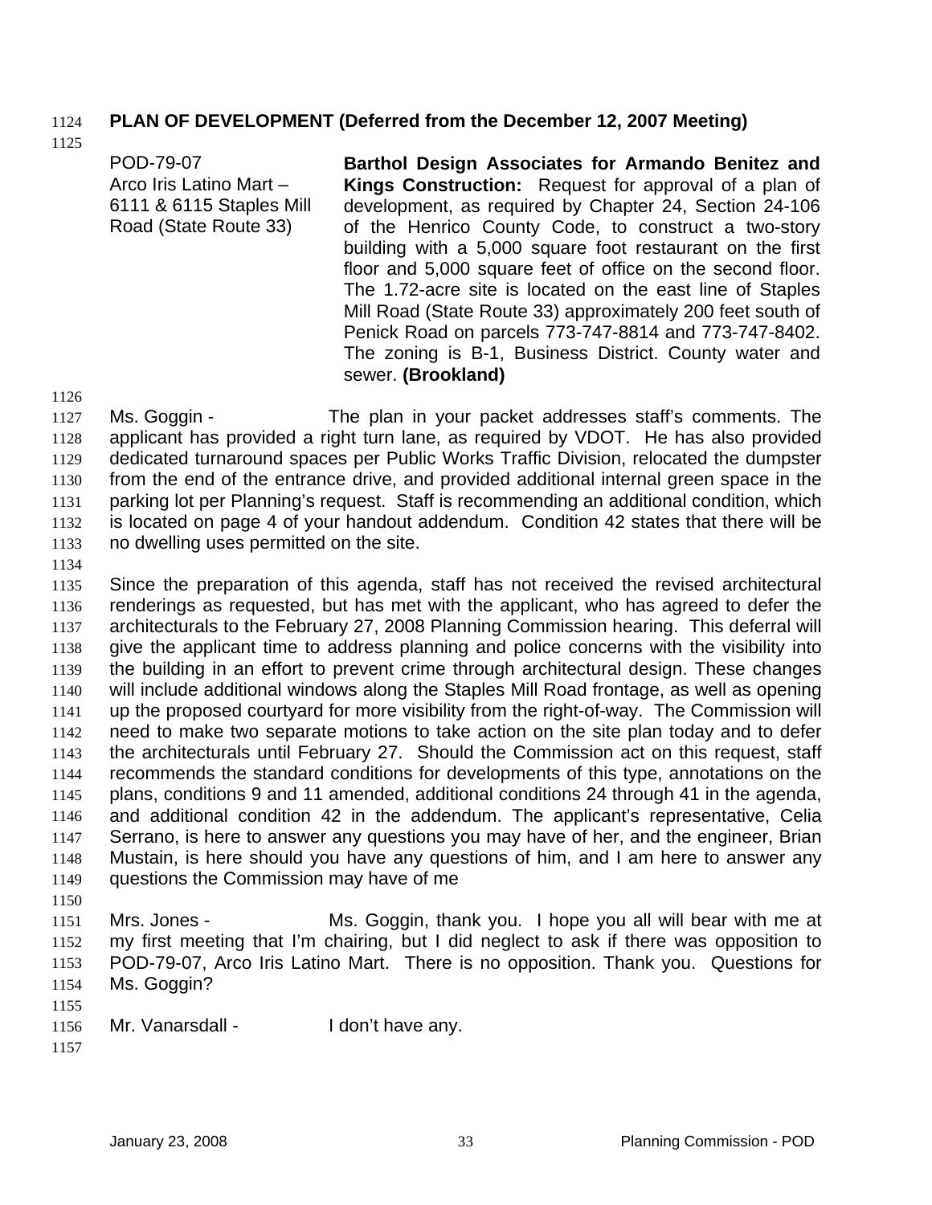**PLAN OF DEVELOPMENT (Deferred from the December 12, 2007 Meeting)**

POD-79-07
Arco Iris Latino Mart – 6111 & 6115 Staples Mill Road (State Route 33)

**Barthol Design Associates for Armando Benitez and Kings Construction:** Request for approval of a plan of development, as required by Chapter 24, Section 24-106 of the Henrico County Code, to construct a two-story building with a 5,000 square foot restaurant on the first floor and 5,000 square feet of office on the second floor. The 1.72-acre site is located on the east line of Staples Mill Road (State Route 33) approximately 200 feet south of Penick Road on parcels 773-747-8814 and 773-747-8402. The zoning is B-1, Business District. County water and sewer. **(Brookland)**

Ms. Goggin - The plan in your packet addresses staff's comments. The applicant has provided a right turn lane, as required by VDOT. He has also provided dedicated turnaround spaces per Public Works Traffic Division, relocated the dumpster from the end of the entrance drive, and provided additional internal green space in the parking lot per Planning's request. Staff is recommending an additional condition, which is located on page 4 of your handout addendum. Condition 42 states that there will be no dwelling uses permitted on the site.

Since the preparation of this agenda, staff has not received the revised architectural renderings as requested, but has met with the applicant, who has agreed to defer the architecturals to the February 27, 2008 Planning Commission hearing. This deferral will give the applicant time to address planning and police concerns with the visibility into the building in an effort to prevent crime through architectural design. These changes will include additional windows along the Staples Mill Road frontage, as well as opening up the proposed courtyard for more visibility from the right-of-way. The Commission will need to make two separate motions to take action on the site plan today and to defer the architecturals until February 27. Should the Commission act on this request, staff recommends the standard conditions for developments of this type, annotations on the plans, conditions 9 and 11 amended, additional conditions 24 through 41 in the agenda, and additional condition 42 in the addendum. The applicant's representative, Celia Serrano, is here to answer any questions you may have of her, and the engineer, Brian Mustain, is here should you have any questions of him, and I am here to answer any questions the Commission may have of me

Mrs. Jones - Ms. Goggin, thank you. I hope you all will bear with me at my first meeting that I'm chairing, but I did neglect to ask if there was opposition to POD-79-07, Arco Iris Latino Mart. There is no opposition. Thank you. Questions for Ms. Goggin?

Mr. Vanarsdall - I don't have any.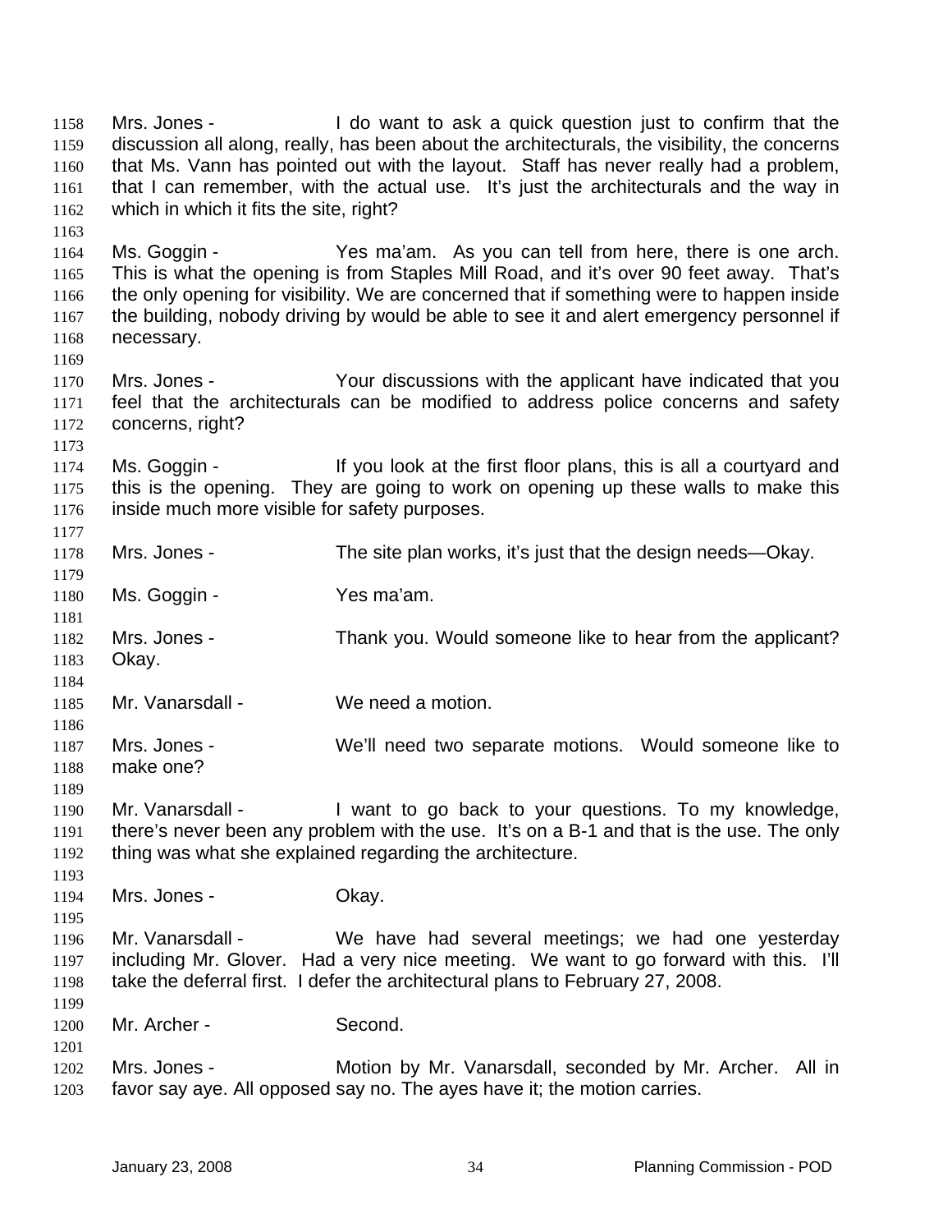Mrs. Jones - I do want to ask a quick question just to confirm that the discussion all along, really, has been about the architecturals, the visibility, the concerns that Ms. Vann has pointed out with the layout. Staff has never really had a problem, that I can remember, with the actual use. It's just the architecturals and the way in which in which it fits the site, right?

Ms. Goggin - Yes ma'am. As you can tell from here, there is one arch. This is what the opening is from Staples Mill Road, and it's over 90 feet away. That's the only opening for visibility. We are concerned that if something were to happen inside the building, nobody driving by would be able to see it and alert emergency personnel if necessary.

Mrs. Jones - Your discussions with the applicant have indicated that you feel that the architecturals can be modified to address police concerns and safety concerns, right?

Ms. Goggin - If you look at the first floor plans, this is all a courtyard and this is the opening. They are going to work on opening up these walls to make this inside much more visible for safety purposes.

Mrs. Jones - The site plan works, it's just that the design needs—Okay.

Ms. Goggin - Yes ma'am.

Mrs. Jones - Thank you. Would someone like to hear from the applicant? Okay.

Mr. Vanarsdall - We need a motion.

Mrs. Jones - We'll need two separate motions. Would someone like to make one?

Mr. Vanarsdall - I want to go back to your questions. To my knowledge, there's never been any problem with the use. It's on a B-1 and that is the use. The only thing was what she explained regarding the architecture.

Mrs. Jones - Okay.

Mr. Vanarsdall - We have had several meetings; we had one yesterday including Mr. Glover. Had a very nice meeting. We want to go forward with this. I'll take the deferral first. I defer the architectural plans to February 27, 2008.

Mr. Archer - Second.

Mrs. Jones - Motion by Mr. Vanarsdall, seconded by Mr. Archer. All in favor say aye. All opposed say no. The ayes have it; the motion carries.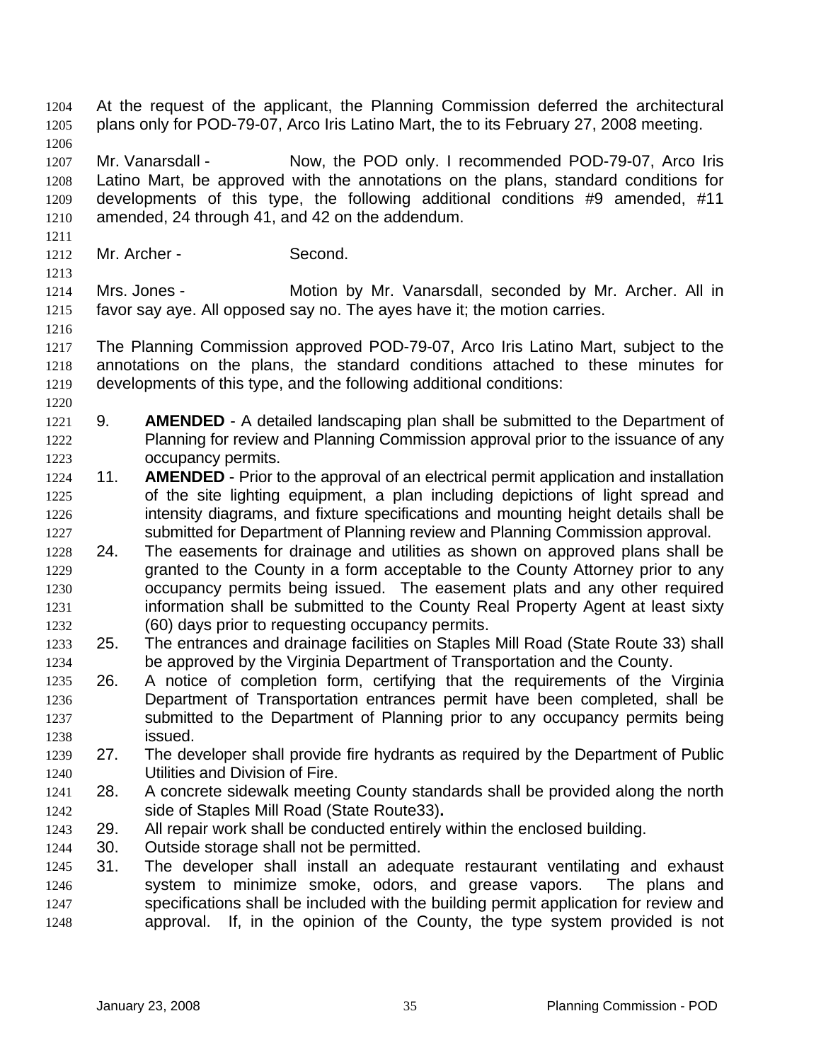At the request of the applicant, the Planning Commission deferred the architectural plans only for POD-79-07, Arco Iris Latino Mart, the to its February 27, 2008 meeting.

Mr. Vanarsdall - Now, the POD only. I recommended POD-79-07, Arco Iris Latino Mart, be approved with the annotations on the plans, standard conditions for developments of this type, the following additional conditions #9 amended, #11 amended, 24 through 41, and 42 on the addendum.

Mr. Archer - Second.

Mrs. Jones - Motion by Mr. Vanarsdall, seconded by Mr. Archer. All in favor say aye. All opposed say no. The ayes have it; the motion carries.

The Planning Commission approved POD-79-07, Arco Iris Latino Mart, subject to the annotations on the plans, the standard conditions attached to these minutes for developments of this type, and the following additional conditions:

9. **AMENDED** - A detailed landscaping plan shall be submitted to the Department of Planning for review and Planning Commission approval prior to the issuance of any occupancy permits.
11. **AMENDED** - Prior to the approval of an electrical permit application and installation of the site lighting equipment, a plan including depictions of light spread and intensity diagrams, and fixture specifications and mounting height details shall be submitted for Department of Planning review and Planning Commission approval.
24. The easements for drainage and utilities as shown on approved plans shall be granted to the County in a form acceptable to the County Attorney prior to any occupancy permits being issued. The easement plats and any other required information shall be submitted to the County Real Property Agent at least sixty (60) days prior to requesting occupancy permits.
25. The entrances and drainage facilities on Staples Mill Road (State Route 33) shall be approved by the Virginia Department of Transportation and the County.
26. A notice of completion form, certifying that the requirements of the Virginia Department of Transportation entrances permit have been completed, shall be submitted to the Department of Planning prior to any occupancy permits being issued.
27. The developer shall provide fire hydrants as required by the Department of Public Utilities and Division of Fire.
28. A concrete sidewalk meeting County standards shall be provided along the north side of Staples Mill Road (State Route33).
29. All repair work shall be conducted entirely within the enclosed building.
30. Outside storage shall not be permitted.
31. The developer shall install an adequate restaurant ventilating and exhaust system to minimize smoke, odors, and grease vapors. The plans and specifications shall be included with the building permit application for review and approval. If, in the opinion of the County, the type system provided is not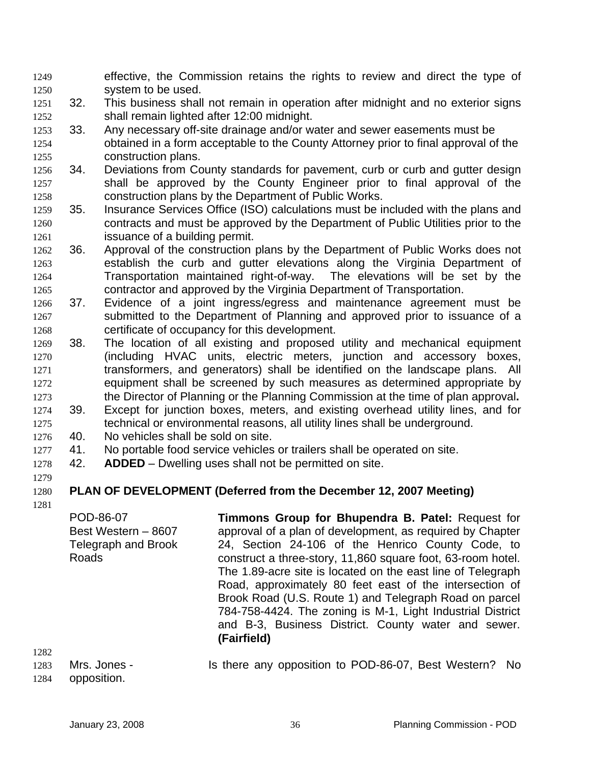effective, the Commission retains the rights to review and direct the type of system to be used.

32. This business shall not remain in operation after midnight and no exterior signs shall remain lighted after 12:00 midnight.
33. Any necessary off-site drainage and/or water and sewer easements must be obtained in a form acceptable to the County Attorney prior to final approval of the construction plans.
34. Deviations from County standards for pavement, curb or curb and gutter design shall be approved by the County Engineer prior to final approval of the construction plans by the Department of Public Works.
35. Insurance Services Office (ISO) calculations must be included with the plans and contracts and must be approved by the Department of Public Utilities prior to the issuance of a building permit.
36. Approval of the construction plans by the Department of Public Works does not establish the curb and gutter elevations along the Virginia Department of Transportation maintained right-of-way. The elevations will be set by the contractor and approved by the Virginia Department of Transportation.
37. Evidence of a joint ingress/egress and maintenance agreement must be submitted to the Department of Planning and approved prior to issuance of a certificate of occupancy for this development.
38. The location of all existing and proposed utility and mechanical equipment (including HVAC units, electric meters, junction and accessory boxes, transformers, and generators) shall be identified on the landscape plans. All equipment shall be screened by such measures as determined appropriate by the Director of Planning or the Planning Commission at the time of plan approval**.**
39. Except for junction boxes, meters, and existing overhead utility lines, and for technical or environmental reasons, all utility lines shall be underground.
40. No vehicles shall be sold on site.
41. No portable food service vehicles or trailers shall be operated on site.
42. **ADDED** – Dwelling uses shall not be permitted on site.

**PLAN OF DEVELOPMENT (Deferred from the December 12, 2007 Meeting)**

POD-86-07
Best Western – 8607 Telegraph and Brook Roads

**Timmons Group for Bhupendra B. Patel:** Request for approval of a plan of development, as required by Chapter 24, Section 24-106 of the Henrico County Code, to construct a three-story, 11,860 square foot, 63-room hotel. The 1.89-acre site is located on the east line of Telegraph Road, approximately 80 feet east of the intersection of Brook Road (U.S. Route 1) and Telegraph Road on parcel 784-758-4424. The zoning is M-1, Light Industrial District and B-3, Business District. County water and sewer. **(Fairfield)**

Mrs. Jones - Is there any opposition to POD-86-07, Best Western? No opposition.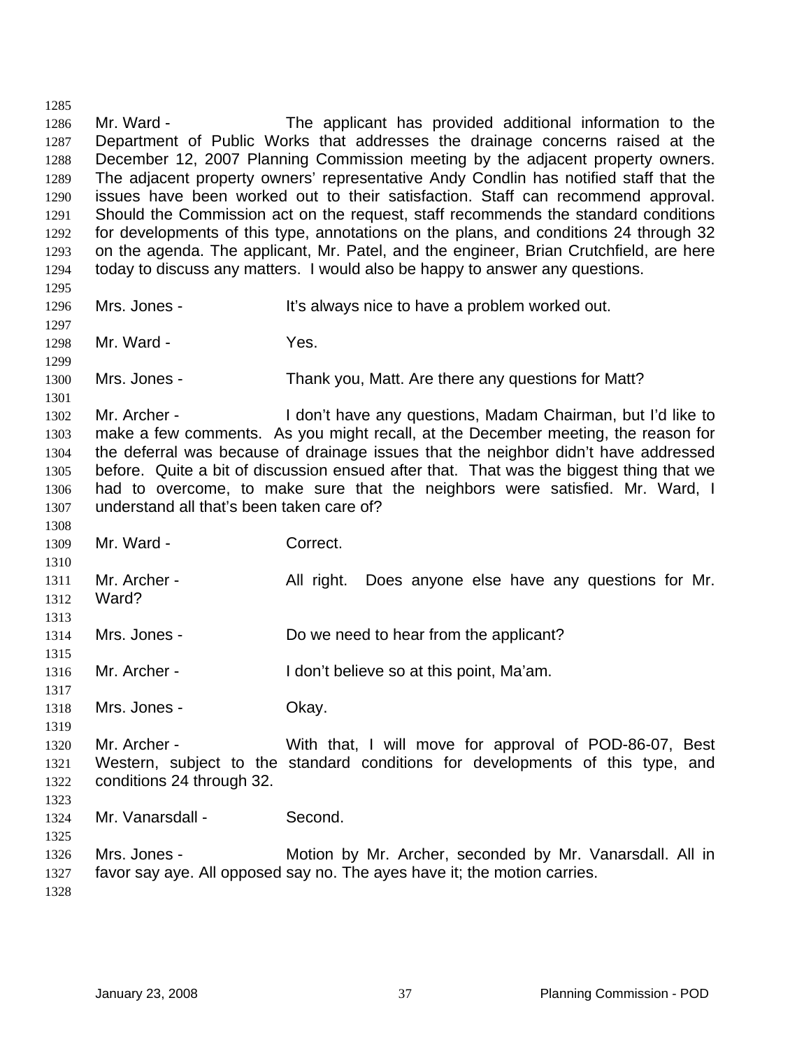Mr. Ward - The applicant has provided additional information to the Department of Public Works that addresses the drainage concerns raised at the December 12, 2007 Planning Commission meeting by the adjacent property owners. The adjacent property owners' representative Andy Condlin has notified staff that the issues have been worked out to their satisfaction. Staff can recommend approval. Should the Commission act on the request, staff recommends the standard conditions for developments of this type, annotations on the plans, and conditions 24 through 32 on the agenda. The applicant, Mr. Patel, and the engineer, Brian Crutchfield, are here today to discuss any matters. I would also be happy to answer any questions.

Mrs. Jones - It's always nice to have a problem worked out.

Mr. Ward - Yes.

Mrs. Jones - Thank you, Matt. Are there any questions for Matt?

Mr. Archer - I don't have any questions, Madam Chairman, but I'd like to make a few comments. As you might recall, at the December meeting, the reason for the deferral was because of drainage issues that the neighbor didn't have addressed before. Quite a bit of discussion ensued after that. That was the biggest thing that we had to overcome, to make sure that the neighbors were satisfied. Mr. Ward, I understand all that's been taken care of?

Mr. Ward - Correct.

Mr. Archer - All right. Does anyone else have any questions for Mr. Ward?

Mrs. Jones - Do we need to hear from the applicant?

Mr. Archer - I don't believe so at this point, Ma'am.

Mrs. Jones - Okay.

Mr. Archer - With that, I will move for approval of POD-86-07, Best Western, subject to the standard conditions for developments of this type, and conditions 24 through 32.

Mr. Vanarsdall - Second.

Mrs. Jones - Motion by Mr. Archer, seconded by Mr. Vanarsdall. All in favor say aye. All opposed say no. The ayes have it; the motion carries.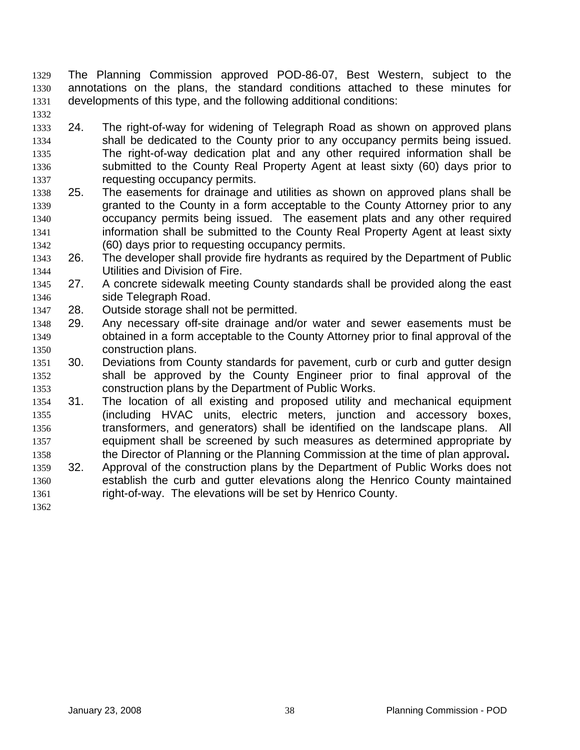The Planning Commission approved POD-86-07, Best Western, subject to the annotations on the plans, the standard conditions attached to these minutes for developments of this type, and the following additional conditions:

24. The right-of-way for widening of Telegraph Road as shown on approved plans shall be dedicated to the County prior to any occupancy permits being issued. The right-of-way dedication plat and any other required information shall be submitted to the County Real Property Agent at least sixty (60) days prior to requesting occupancy permits.
25. The easements for drainage and utilities as shown on approved plans shall be granted to the County in a form acceptable to the County Attorney prior to any occupancy permits being issued. The easement plats and any other required information shall be submitted to the County Real Property Agent at least sixty (60) days prior to requesting occupancy permits.
26. The developer shall provide fire hydrants as required by the Department of Public Utilities and Division of Fire.
27. A concrete sidewalk meeting County standards shall be provided along the east side Telegraph Road.
28. Outside storage shall not be permitted.
29. Any necessary off-site drainage and/or water and sewer easements must be obtained in a form acceptable to the County Attorney prior to final approval of the construction plans.
30. Deviations from County standards for pavement, curb or curb and gutter design shall be approved by the County Engineer prior to final approval of the construction plans by the Department of Public Works.
31. The location of all existing and proposed utility and mechanical equipment (including HVAC units, electric meters, junction and accessory boxes, transformers, and generators) shall be identified on the landscape plans. All equipment shall be screened by such measures as determined appropriate by the Director of Planning or the Planning Commission at the time of plan approval**.**
32. Approval of the construction plans by the Department of Public Works does not establish the curb and gutter elevations along the Henrico County maintained right-of-way. The elevations will be set by Henrico County.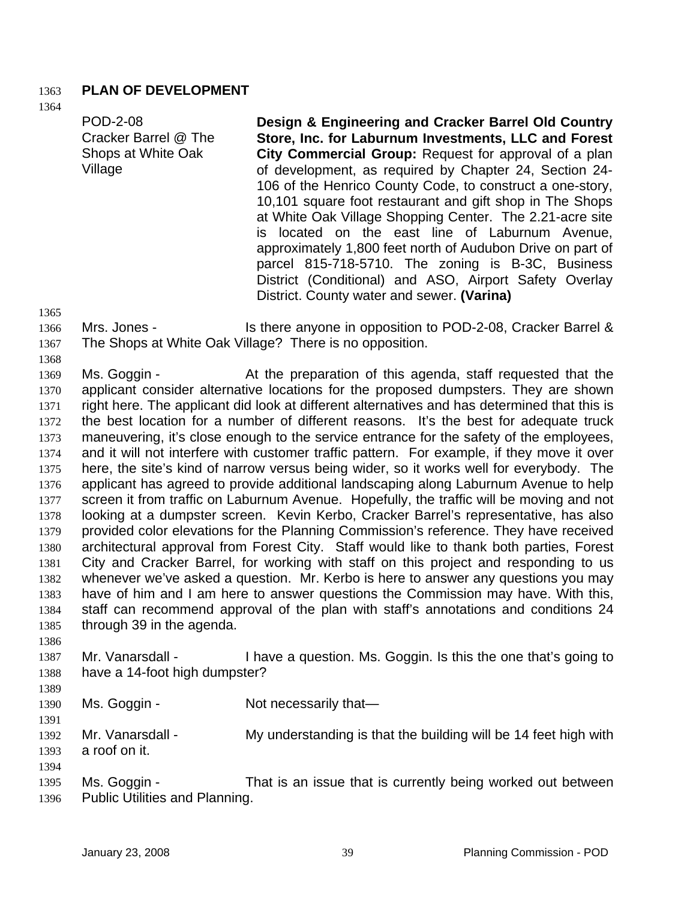## PLAN OF DEVELOPMENT

POD-2-08
Cracker Barrel @ The Shops at White Oak Village

**Design & Engineering and Cracker Barrel Old Country Store, Inc. for Laburnum Investments, LLC and Forest City Commercial Group:** Request for approval of a plan of development, as required by Chapter 24, Section 24-106 of the Henrico County Code, to construct a one-story, 10,101 square foot restaurant and gift shop in The Shops at White Oak Village Shopping Center. The 2.21-acre site is located on the east line of Laburnum Avenue, approximately 1,800 feet north of Audubon Drive on part of parcel 815-718-5710. The zoning is B-3C, Business District (Conditional) and ASO, Airport Safety Overlay District. County water and sewer. **(Varina)**

Mrs. Jones - Is there anyone in opposition to POD-2-08, Cracker Barrel & The Shops at White Oak Village? There is no opposition.

Ms. Goggin - At the preparation of this agenda, staff requested that the applicant consider alternative locations for the proposed dumpsters. They are shown right here. The applicant did look at different alternatives and has determined that this is the best location for a number of different reasons. It's the best for adequate truck maneuvering, it's close enough to the service entrance for the safety of the employees, and it will not interfere with customer traffic pattern. For example, if they move it over here, the site's kind of narrow versus being wider, so it works well for everybody. The applicant has agreed to provide additional landscaping along Laburnum Avenue to help screen it from traffic on Laburnum Avenue. Hopefully, the traffic will be moving and not looking at a dumpster screen. Kevin Kerbo, Cracker Barrel's representative, has also provided color elevations for the Planning Commission's reference. They have received architectural approval from Forest City. Staff would like to thank both parties, Forest City and Cracker Barrel, for working with staff on this project and responding to us whenever we've asked a question. Mr. Kerbo is here to answer any questions you may have of him and I am here to answer questions the Commission may have. With this, staff can recommend approval of the plan with staff's annotations and conditions 24 through 39 in the agenda.

Mr. Vanarsdall - I have a question. Ms. Goggin. Is this the one that's going to have a 14-foot high dumpster?

Ms. Goggin - Not necessarily that—

Mr. Vanarsdall - My understanding is that the building will be 14 feet high with a roof on it.

Ms. Goggin - That is an issue that is currently being worked out between Public Utilities and Planning.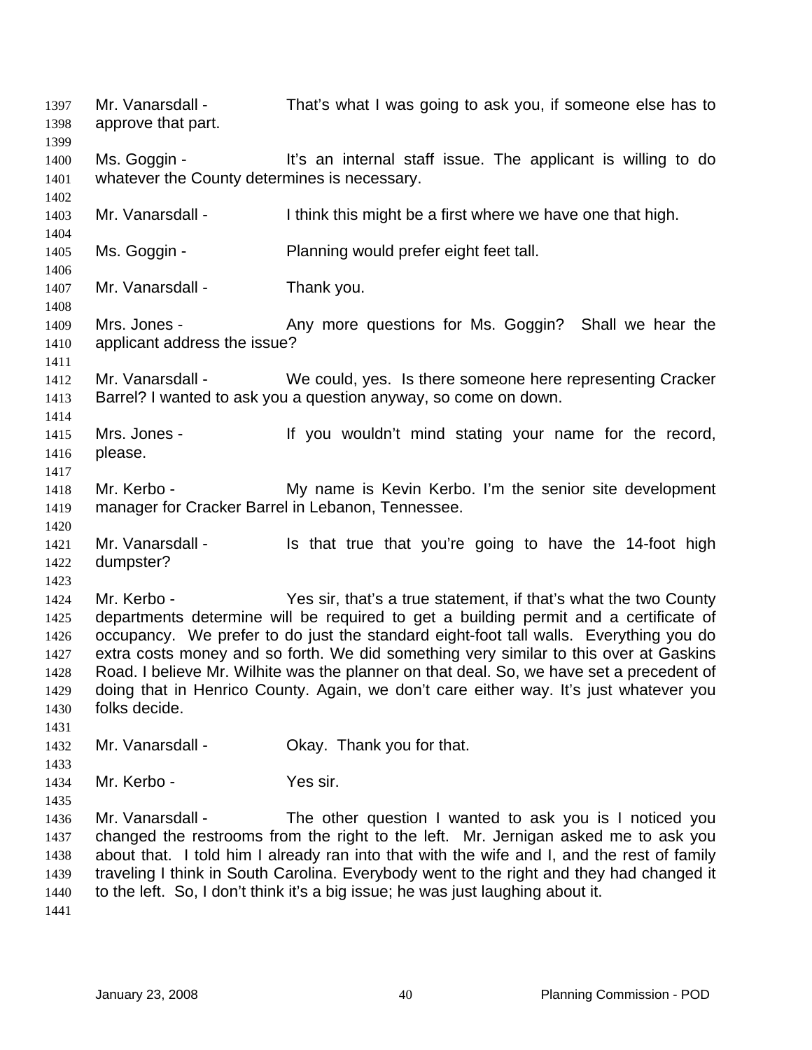Mr. Vanarsdall - That's what I was going to ask you, if someone else has to approve that part.

Ms. Goggin - It's an internal staff issue. The applicant is willing to do whatever the County determines is necessary.

Mr. Vanarsdall - I think this might be a first where we have one that high.

Ms. Goggin - Planning would prefer eight feet tall.

Mr. Vanarsdall - Thank you.

Mrs. Jones - Any more questions for Ms. Goggin? Shall we hear the applicant address the issue?

Mr. Vanarsdall - We could, yes. Is there someone here representing Cracker Barrel? I wanted to ask you a question anyway, so come on down.

Mrs. Jones - If you wouldn't mind stating your name for the record, please.

Mr. Kerbo - My name is Kevin Kerbo. I'm the senior site development manager for Cracker Barrel in Lebanon, Tennessee.

Mr. Vanarsdall - Is that true that you're going to have the 14-foot high dumpster?

Mr. Kerbo - Yes sir, that's a true statement, if that's what the two County departments determine will be required to get a building permit and a certificate of occupancy. We prefer to do just the standard eight-foot tall walls. Everything you do extra costs money and so forth. We did something very similar to this over at Gaskins Road. I believe Mr. Wilhite was the planner on that deal. So, we have set a precedent of doing that in Henrico County. Again, we don't care either way. It's just whatever you folks decide.

Mr. Vanarsdall - Okay. Thank you for that.

Mr. Kerbo - Yes sir.

Mr. Vanarsdall - The other question I wanted to ask you is I noticed you changed the restrooms from the right to the left. Mr. Jernigan asked me to ask you about that. I told him I already ran into that with the wife and I, and the rest of family traveling I think in South Carolina. Everybody went to the right and they had changed it to the left. So, I don't think it's a big issue; he was just laughing about it.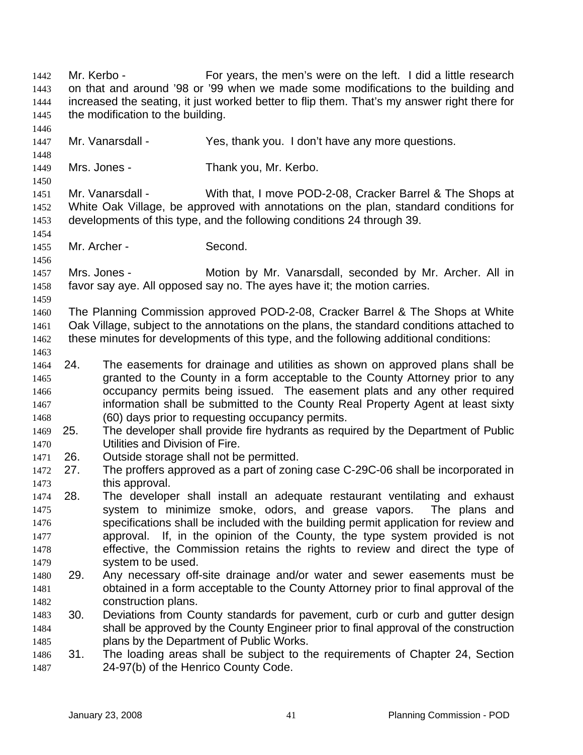Mr. Kerbo - For years, the men's were on the left. I did a little research on that and around '98 or '99 when we made some modifications to the building and increased the seating, it just worked better to flip them. That's my answer right there for the modification to the building.

Mr. Vanarsdall - Yes, thank you. I don't have any more questions.

Mrs. Jones - Thank you, Mr. Kerbo.

Mr. Vanarsdall - With that, I move POD-2-08, Cracker Barrel & The Shops at White Oak Village, be approved with annotations on the plan, standard conditions for developments of this type, and the following conditions 24 through 39.

Mr. Archer - Second.

Mrs. Jones - Motion by Mr. Vanarsdall, seconded by Mr. Archer. All in favor say aye. All opposed say no. The ayes have it; the motion carries.

The Planning Commission approved POD-2-08, Cracker Barrel & The Shops at White Oak Village, subject to the annotations on the plans, the standard conditions attached to these minutes for developments of this type, and the following additional conditions:

24. The easements for drainage and utilities as shown on approved plans shall be granted to the County in a form acceptable to the County Attorney prior to any occupancy permits being issued. The easement plats and any other required information shall be submitted to the County Real Property Agent at least sixty (60) days prior to requesting occupancy permits.
25. The developer shall provide fire hydrants as required by the Department of Public Utilities and Division of Fire.
26. Outside storage shall not be permitted.
27. The proffers approved as a part of zoning case C-29C-06 shall be incorporated in this approval.
28. The developer shall install an adequate restaurant ventilating and exhaust system to minimize smoke, odors, and grease vapors. The plans and specifications shall be included with the building permit application for review and approval. If, in the opinion of the County, the type system provided is not effective, the Commission retains the rights to review and direct the type of system to be used.
29. Any necessary off-site drainage and/or water and sewer easements must be obtained in a form acceptable to the County Attorney prior to final approval of the construction plans.
30. Deviations from County standards for pavement, curb or curb and gutter design shall be approved by the County Engineer prior to final approval of the construction plans by the Department of Public Works.
31. The loading areas shall be subject to the requirements of Chapter 24, Section 24-97(b) of the Henrico County Code.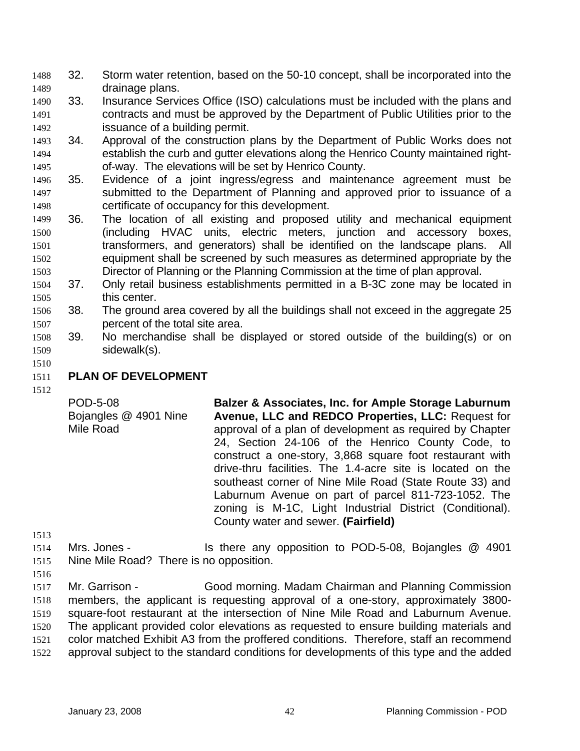32. Storm water retention, based on the 50-10 concept, shall be incorporated into the drainage plans.
33. Insurance Services Office (ISO) calculations must be included with the plans and contracts and must be approved by the Department of Public Utilities prior to the issuance of a building permit.
34. Approval of the construction plans by the Department of Public Works does not establish the curb and gutter elevations along the Henrico County maintained right-of-way. The elevations will be set by Henrico County.
35. Evidence of a joint ingress/egress and maintenance agreement must be submitted to the Department of Planning and approved prior to issuance of a certificate of occupancy for this development.
36. The location of all existing and proposed utility and mechanical equipment (including HVAC units, electric meters, junction and accessory boxes, transformers, and generators) shall be identified on the landscape plans. All equipment shall be screened by such measures as determined appropriate by the Director of Planning or the Planning Commission at the time of plan approval.
37. Only retail business establishments permitted in a B-3C zone may be located in this center.
38. The ground area covered by all the buildings shall not exceed in the aggregate 25 percent of the total site area.
39. No merchandise shall be displayed or stored outside of the building(s) or on sidewalk(s).

**PLAN OF DEVELOPMENT**

POD-5-08
Bojangles @ 4901 Nine Mile Road

**Balzer & Associates, Inc. for Ample Storage Laburnum Avenue, LLC and REDCO Properties, LLC:** Request for approval of a plan of development as required by Chapter 24, Section 24-106 of the Henrico County Code, to construct a one-story, 3,868 square foot restaurant with drive-thru facilities. The 1.4-acre site is located on the southeast corner of Nine Mile Road (State Route 33) and Laburnum Avenue on part of parcel 811-723-1052. The zoning is M-1C, Light Industrial District (Conditional). County water and sewer. **(Fairfield)**

Mrs. Jones - Is there any opposition to POD-5-08, Bojangles @ 4901 Nine Mile Road? There is no opposition.

Mr. Garrison - Good morning. Madam Chairman and Planning Commission members, the applicant is requesting approval of a one-story, approximately 3800-square-foot restaurant at the intersection of Nine Mile Road and Laburnum Avenue. The applicant provided color elevations as requested to ensure building materials and color matched Exhibit A3 from the proffered conditions. Therefore, staff an recommend approval subject to the standard conditions for developments of this type and the added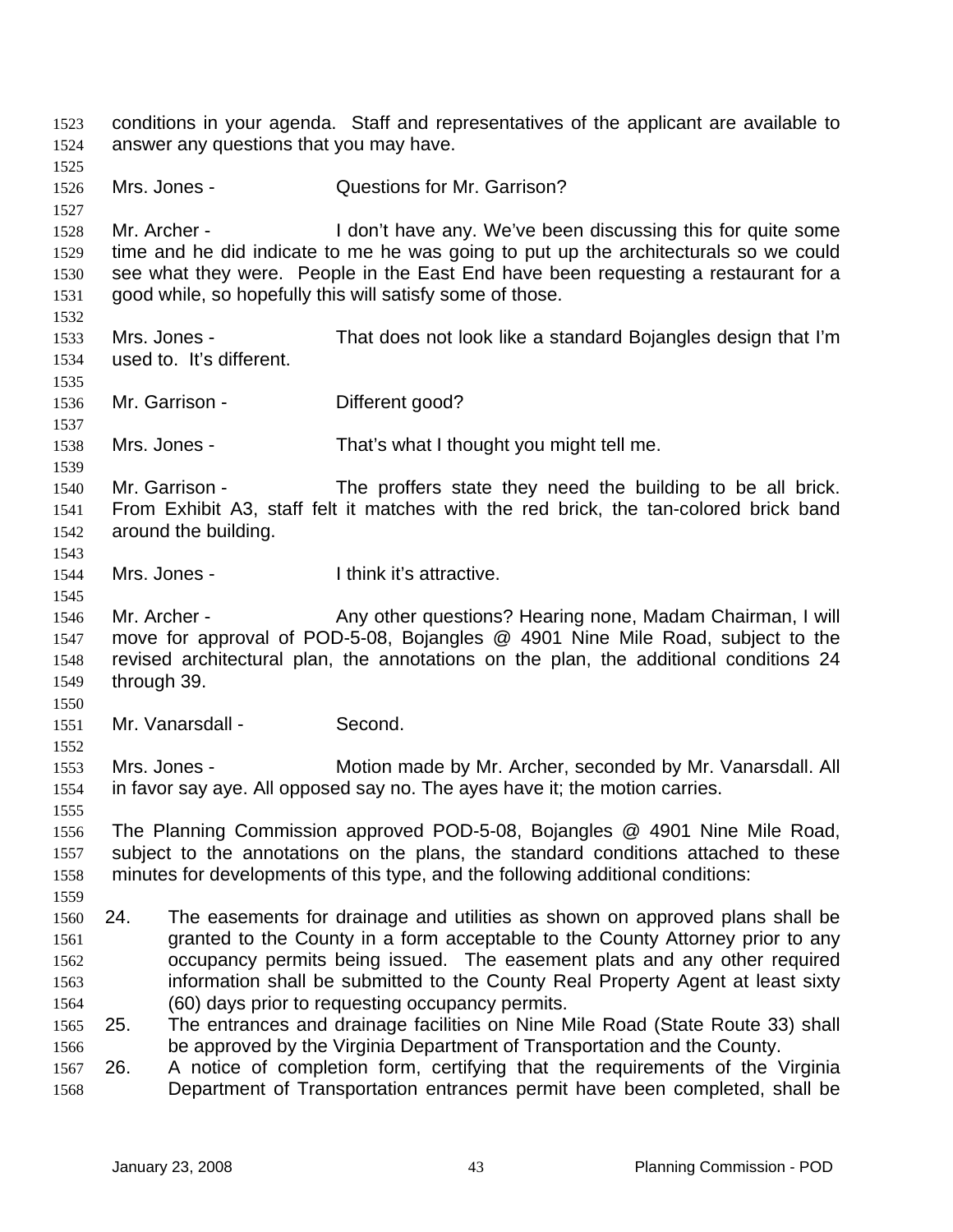conditions in your agenda. Staff and representatives of the applicant are available to answer any questions that you may have.

Mrs. Jones - Questions for Mr. Garrison?

Mr. Archer - I don't have any. We've been discussing this for quite some time and he did indicate to me he was going to put up the architecturals so we could see what they were. People in the East End have been requesting a restaurant for a good while, so hopefully this will satisfy some of those.

Mrs. Jones - That does not look like a standard Bojangles design that I'm used to. It's different.

Mr. Garrison - Different good?

Mrs. Jones - That's what I thought you might tell me.

Mr. Garrison - The proffers state they need the building to be all brick. From Exhibit A3, staff felt it matches with the red brick, the tan-colored brick band around the building.

Mrs. Jones - I think it's attractive.

Mr. Archer - Any other questions? Hearing none, Madam Chairman, I will move for approval of POD-5-08, Bojangles @ 4901 Nine Mile Road, subject to the revised architectural plan, the annotations on the plan, the additional conditions 24 through 39.

Mr. Vanarsdall - Second.

Mrs. Jones - Motion made by Mr. Archer, seconded by Mr. Vanarsdall. All in favor say aye. All opposed say no. The ayes have it; the motion carries.

The Planning Commission approved POD-5-08, Bojangles @ 4901 Nine Mile Road, subject to the annotations on the plans, the standard conditions attached to these minutes for developments of this type, and the following additional conditions:

24. The easements for drainage and utilities as shown on approved plans shall be granted to the County in a form acceptable to the County Attorney prior to any occupancy permits being issued. The easement plats and any other required information shall be submitted to the County Real Property Agent at least sixty (60) days prior to requesting occupancy permits.
25. The entrances and drainage facilities on Nine Mile Road (State Route 33) shall be approved by the Virginia Department of Transportation and the County.
26. A notice of completion form, certifying that the requirements of the Virginia Department of Transportation entrances permit have been completed, shall be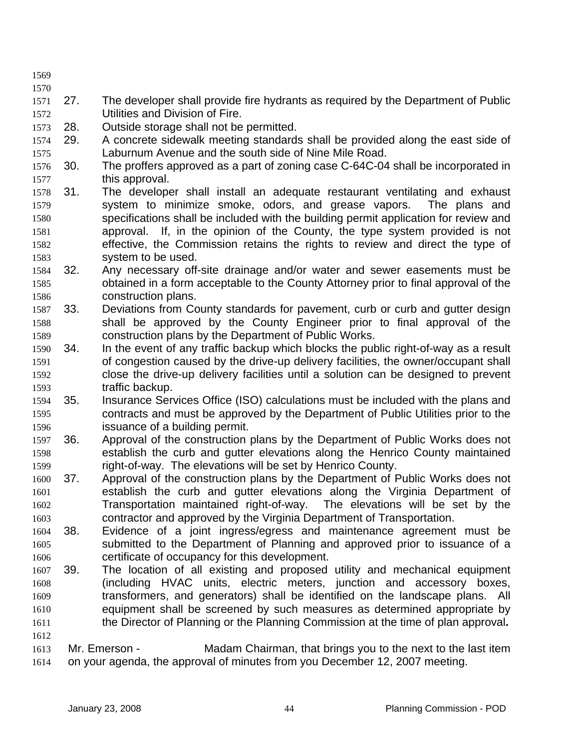27. The developer shall provide fire hydrants as required by the Department of Public Utilities and Division of Fire.
28. Outside storage shall not be permitted.
29. A concrete sidewalk meeting standards shall be provided along the east side of Laburnum Avenue and the south side of Nine Mile Road.
30. The proffers approved as a part of zoning case C-64C-04 shall be incorporated in this approval.
31. The developer shall install an adequate restaurant ventilating and exhaust system to minimize smoke, odors, and grease vapors. The plans and specifications shall be included with the building permit application for review and approval. If, in the opinion of the County, the type system provided is not effective, the Commission retains the rights to review and direct the type of system to be used.
32. Any necessary off-site drainage and/or water and sewer easements must be obtained in a form acceptable to the County Attorney prior to final approval of the construction plans.
33. Deviations from County standards for pavement, curb or curb and gutter design shall be approved by the County Engineer prior to final approval of the construction plans by the Department of Public Works.
34. In the event of any traffic backup which blocks the public right-of-way as a result of congestion caused by the drive-up delivery facilities, the owner/occupant shall close the drive-up delivery facilities until a solution can be designed to prevent traffic backup.
35. Insurance Services Office (ISO) calculations must be included with the plans and contracts and must be approved by the Department of Public Utilities prior to the issuance of a building permit.
36. Approval of the construction plans by the Department of Public Works does not establish the curb and gutter elevations along the Henrico County maintained right-of-way. The elevations will be set by Henrico County.
37. Approval of the construction plans by the Department of Public Works does not establish the curb and gutter elevations along the Virginia Department of Transportation maintained right-of-way. The elevations will be set by the contractor and approved by the Virginia Department of Transportation.
38. Evidence of a joint ingress/egress and maintenance agreement must be submitted to the Department of Planning and approved prior to issuance of a certificate of occupancy for this development.
39. The location of all existing and proposed utility and mechanical equipment (including HVAC units, electric meters, junction and accessory boxes, transformers, and generators) shall be identified on the landscape plans. All equipment shall be screened by such measures as determined appropriate by the Director of Planning or the Planning Commission at the time of plan approval**.**

Mr. Emerson - Madam Chairman, that brings you to the next to the last item on your agenda, the approval of minutes from you December 12, 2007 meeting.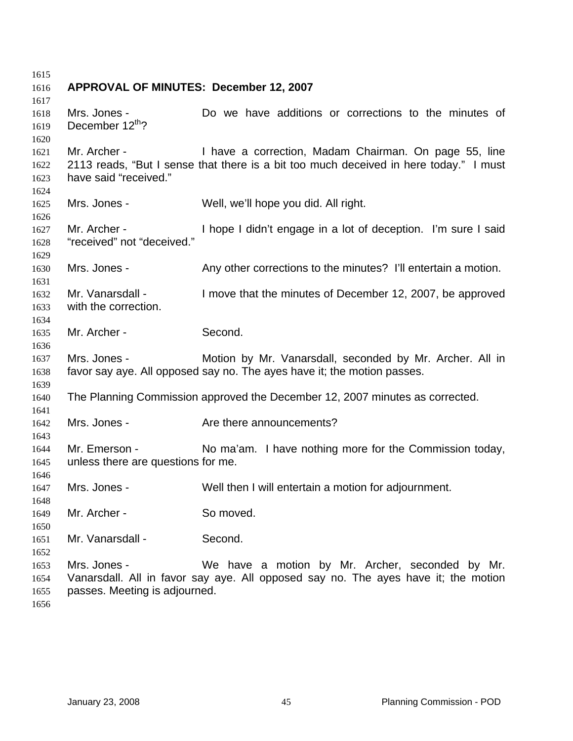**APPROVAL OF MINUTES: December 12, 2007**

Mrs. Jones - Do we have additions or corrections to the minutes of December 12th?

Mr. Archer - I have a correction, Madam Chairman. On page 55, line 2113 reads, "But I sense that there is a bit too much deceived in here today." I must have said "received."

Mrs. Jones - Well, we'll hope you did. All right.

Mr. Archer - I hope I didn't engage in a lot of deception. I'm sure I said "received" not "deceived."

Mrs. Jones - Any other corrections to the minutes? I'll entertain a motion.

Mr. Vanarsdall - I move that the minutes of December 12, 2007, be approved with the correction.

Mr. Archer - Second.

Mrs. Jones - Motion by Mr. Vanarsdall, seconded by Mr. Archer. All in favor say aye. All opposed say no. The ayes have it; the motion passes.

The Planning Commission approved the December 12, 2007 minutes as corrected.

Mrs. Jones - Are there announcements?

Mr. Emerson - No ma'am. I have nothing more for the Commission today, unless there are questions for me.

Mrs. Jones - Well then I will entertain a motion for adjournment.

Mr. Archer - So moved.

Mr. Vanarsdall - Second.

Mrs. Jones - We have a motion by Mr. Archer, seconded by Mr. Vanarsdall. All in favor say aye. All opposed say no. The ayes have it; the motion passes. Meeting is adjourned.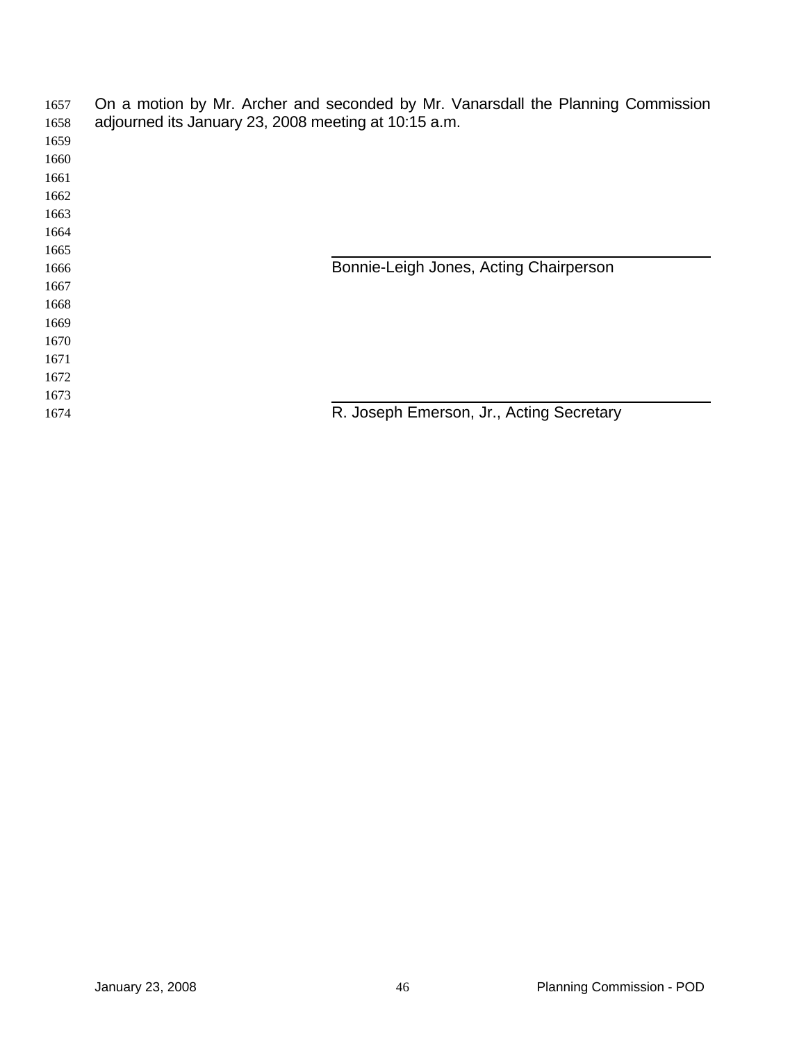On a motion by Mr. Archer and seconded by Mr. Vanarsdall the Planning Commission adjourned its January 23, 2008 meeting at 10:15 a.m.

\_\_\_\_\_\_\_\_\_\_\_\_\_\_\_\_\_\_\_\_\_\_\_\_\_\_\_\_\_\_\_\_\_\_\_\_\_\_\_\_\_\_

Bonnie-Leigh Jones, Acting Chairperson

\_\_\_\_\_\_\_\_\_\_\_\_\_\_\_\_\_\_\_\_\_\_\_\_\_\_\_\_\_\_\_\_\_\_\_\_\_\_\_\_\_\_

R. Joseph Emerson, Jr., Acting Secretary